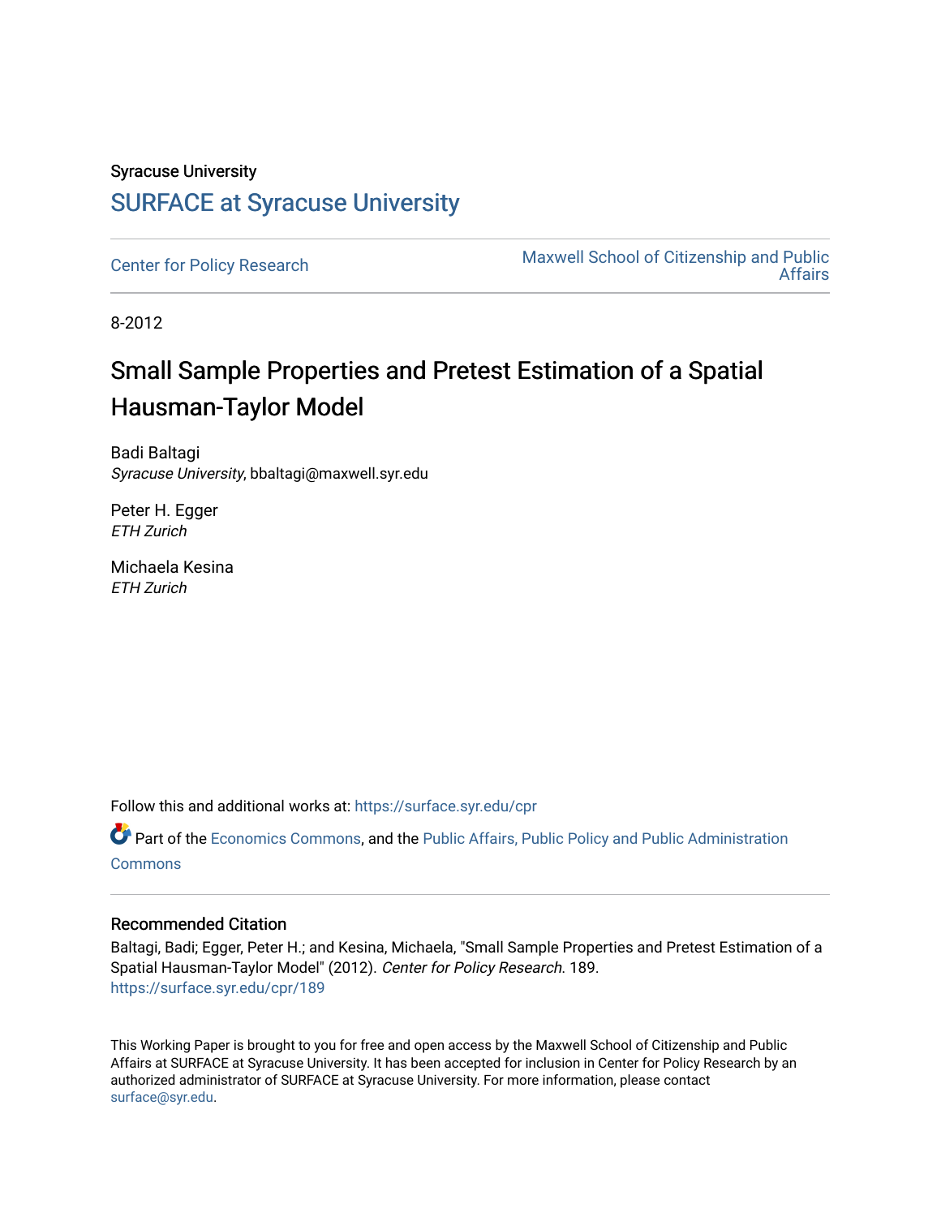Syracuse University

# SURFACE at Syracuse University

Center for Policy Research

Maxwell School of Citizenship and Public Affairs

8-2012

# Small Sample Properties and Pretest Estimation of a Spatial Hausman-Taylor Model

Badi Baltagi
*Syracuse University*, bbaltagi@maxwell.syr.edu

Peter H. Egger
*ETH Zurich*

Michaela Kesina
*ETH Zurich*

Follow this and additional works at: https://surface.syr.edu/cpr

Part of the Economics Commons, and the Public Affairs, Public Policy and Public Administration Commons

## Recommended Citation

Baltagi, Badi; Egger, Peter H.; and Kesina, Michaela, "Small Sample Properties and Pretest Estimation of a Spatial Hausman-Taylor Model" (2012). *Center for Policy Research*. 189.
https://surface.syr.edu/cpr/189

This Working Paper is brought to you for free and open access by the Maxwell School of Citizenship and Public Affairs at SURFACE at Syracuse University. It has been accepted for inclusion in Center for Policy Research by an authorized administrator of SURFACE at Syracuse University. For more information, please contact surface@syr.edu.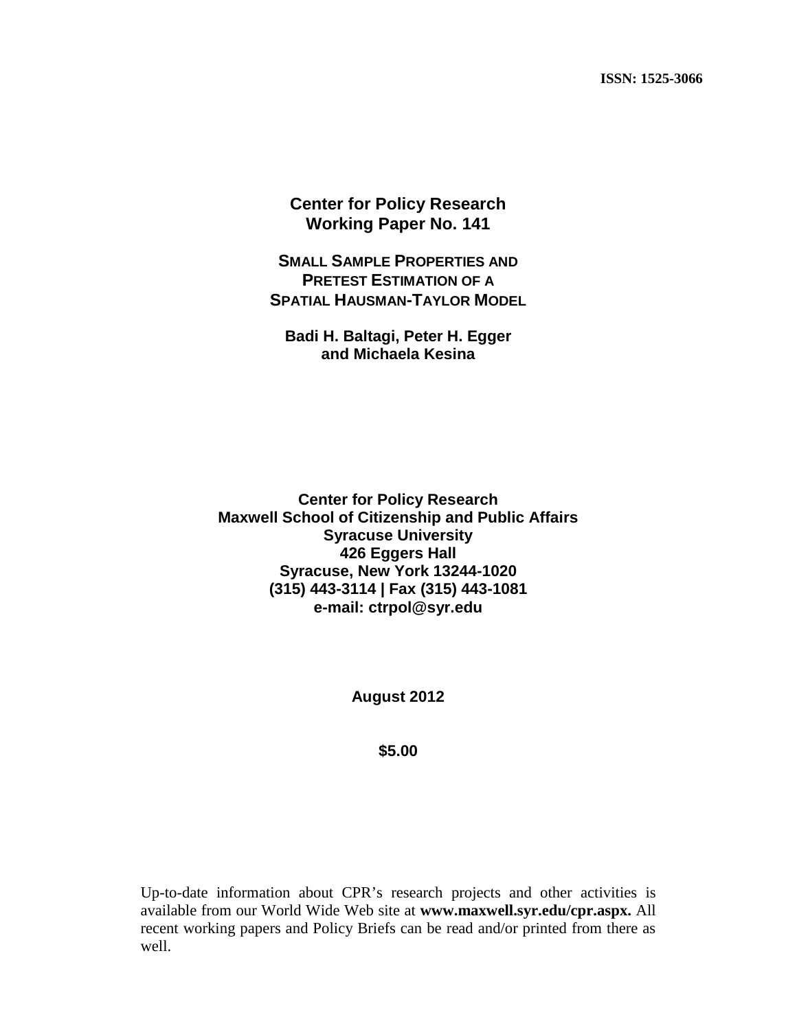**ISSN: 1525-3066**

# Center for Policy Research
## Working Paper No. 141

## SMALL SAMPLE PROPERTIES AND PRETEST ESTIMATION OF A SPATIAL HAUSMAN-TAYLOR MODEL

**Badi H. Baltagi, Peter H. Egger and Michaela Kesina**

**Center for Policy Research**
**Maxwell School of Citizenship and Public Affairs**
**Syracuse University**
**426 Eggers Hall**
**Syracuse, New York 13244-1020**
**(315) 443-3114 | Fax (315) 443-1081**
**e-mail: ctrpol@syr.edu**

**August 2012**

**$5.00**

Up-to-date information about CPR's research projects and other activities is available from our World Wide Web site at **www.maxwell.syr.edu/cpr.aspx.** All recent working papers and Policy Briefs can be read and/or printed from there as well.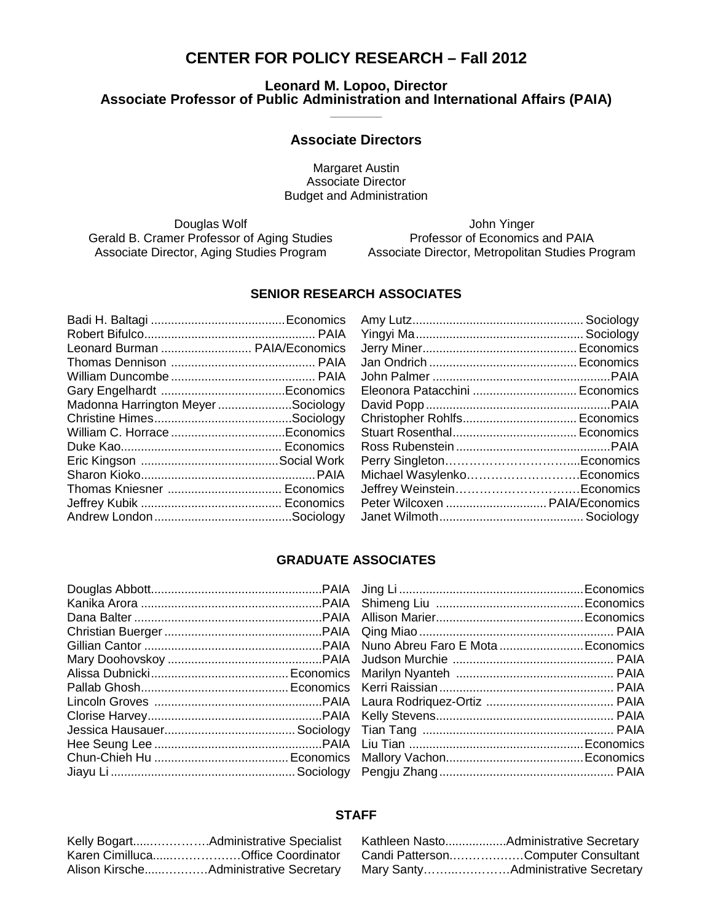# CENTER FOR POLICY RESEARCH – Fall 2012

**Leonard M. Lopoo, Director**
**Associate Professor of Public Administration and International Affairs (PAIA)**

## Associate Directors

Margaret Austin
Associate Director
Budget and Administration

Douglas Wolf
Gerald B. Cramer Professor of Aging Studies
Associate Director, Aging Studies Program

John Yinger
Professor of Economics and PAIA
Associate Director, Metropolitan Studies Program

### SENIOR RESEARCH ASSOCIATES

- Badi H. Baltagi ........................................ Economics
- Robert Bifulco ........................................ PAIA
- Leonard Burman ........................................ PAIA/Economics
- Thomas Dennison ........................................ PAIA
- William Duncombe ........................................ PAIA
- Gary Engelhardt ........................................ Economics
- Madonna Harrington Meyer ........................................ Sociology
- Christine Himes ........................................ Sociology
- William C. Horrace ........................................ Economics
- Duke Kao ........................................ Economics
- Eric Kingson ........................................ Social Work
- Sharon Kioko ........................................ PAIA
- Thomas Kniesner ........................................ Economics
- Jeffrey Kubik ........................................ Economics
- Andrew London ........................................ Sociology
- Amy Lutz ........................................ Sociology
- Yingyi Ma ........................................ Sociology
- Jerry Miner ........................................ Economics
- Jan Ondrich ........................................ Economics
- John Palmer ........................................ PAIA
- Eleonora Patacchini ........................................ Economics
- David Popp ........................................ PAIA
- Christopher Rohlfs ........................................ Economics
- Stuart Rosenthal ........................................ Economics
- Ross Rubenstein ........................................ PAIA
- Perry Singleton ........................................ Economics
- Michael Wasylenko ........................................ Economics
- Jeffrey Weinstein ........................................ Economics
- Peter Wilcoxen ........................................ PAIA/Economics
- Janet Wilmoth ........................................ Sociology

### GRADUATE ASSOCIATES

- Douglas Abbott ........................................ PAIA
- Kanika Arora ........................................ PAIA
- Dana Balter ........................................ PAIA
- Christian Buerger ........................................ PAIA
- Gillian Cantor ........................................ PAIA
- Mary Doohovskoy ........................................ PAIA
- Alissa Dubnicki ........................................ Economics
- Pallab Ghosh ........................................ Economics
- Lincoln Groves ........................................ PAIA
- Clorise Harvey ........................................ PAIA
- Jessica Hausauer ........................................ Sociology
- Hee Seung Lee ........................................ PAIA
- Chun-Chieh Hu ........................................ Economics
- Jiayu Li ........................................ Sociology
- Jing Li ........................................ Economics
- Shimeng Liu ........................................ Economics
- Allison Marier ........................................ Economics
- Qing Miao ........................................ PAIA
- Nuno Abreu Faro E Mota ........................................ Economics
- Judson Murchie ........................................ PAIA
- Marilyn Nyanteh ........................................ PAIA
- Kerri Raissian ........................................ PAIA
- Laura Rodriquez-Ortiz ........................................ PAIA
- Kelly Stevens ........................................ PAIA
- Tian Tang ........................................ PAIA
- Liu Tian ........................................ Economics
- Mallory Vachon ........................................ Economics
- Pengju Zhang ........................................ PAIA

### STAFF

- Kelly Bogart ........................................ Administrative Specialist
- Karen Cimilluca ........................................ Office Coordinator
- Alison Kirsche ........................................ Administrative Secretary
- Kathleen Nasto ........................................ Administrative Secretary
- Candi Patterson ........................................ Computer Consultant
- Mary Santy ........................................ Administrative Secretary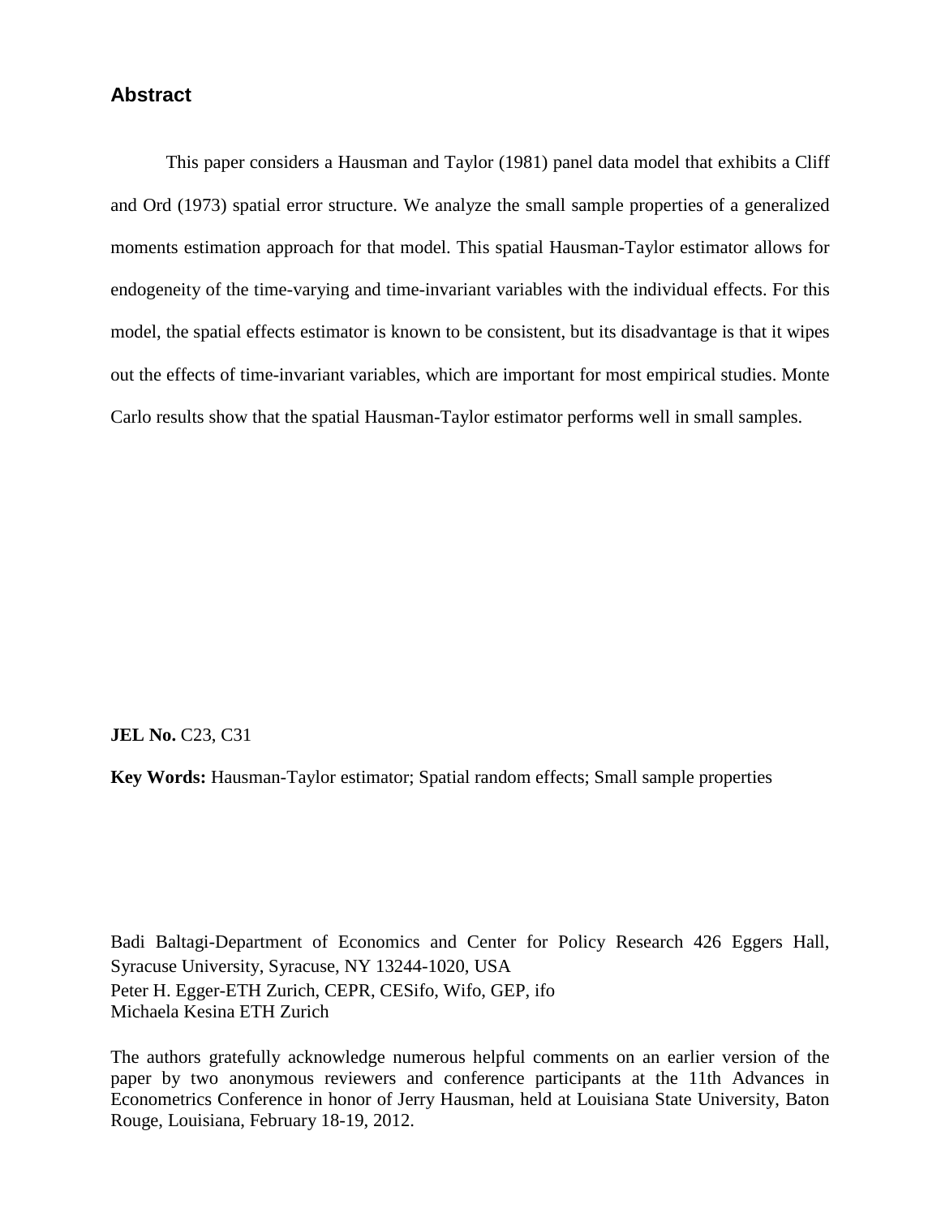## Abstract

This paper considers a Hausman and Taylor (1981) panel data model that exhibits a Cliff and Ord (1973) spatial error structure. We analyze the small sample properties of a generalized moments estimation approach for that model. This spatial Hausman-Taylor estimator allows for endogeneity of the time-varying and time-invariant variables with the individual effects. For this model, the spatial effects estimator is known to be consistent, but its disadvantage is that it wipes out the effects of time-invariant variables, which are important for most empirical studies. Monte Carlo results show that the spatial Hausman-Taylor estimator performs well in small samples.

**JEL No.** C23, C31

**Key Words:** Hausman-Taylor estimator; Spatial random effects; Small sample properties

Badi Baltagi-Department of Economics and Center for Policy Research 426 Eggers Hall, Syracuse University, Syracuse, NY 13244-1020, USA
Peter H. Egger-ETH Zurich, CEPR, CESifo, Wifo, GEP, ifo
Michaela Kesina ETH Zurich

The authors gratefully acknowledge numerous helpful comments on an earlier version of the paper by two anonymous reviewers and conference participants at the 11th Advances in Econometrics Conference in honor of Jerry Hausman, held at Louisiana State University, Baton Rouge, Louisiana, February 18-19, 2012.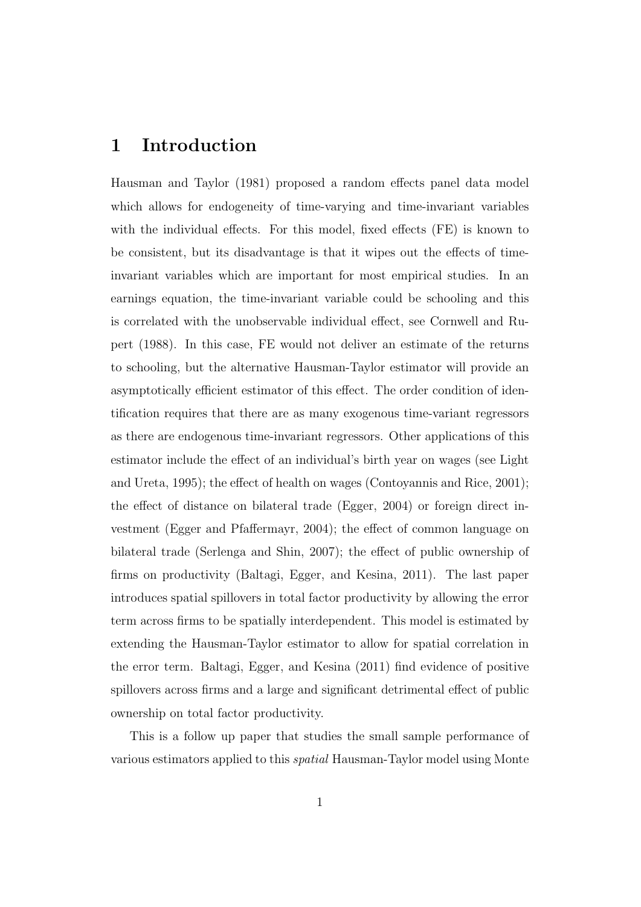# 1 Introduction

Hausman and Taylor (1981) proposed a random effects panel data model which allows for endogeneity of time-varying and time-invariant variables with the individual effects. For this model, fixed effects (FE) is known to be consistent, but its disadvantage is that it wipes out the effects of time-invariant variables which are important for most empirical studies. In an earnings equation, the time-invariant variable could be schooling and this is correlated with the unobservable individual effect, see Cornwell and Rupert (1988). In this case, FE would not deliver an estimate of the returns to schooling, but the alternative Hausman-Taylor estimator will provide an asymptotically efficient estimator of this effect. The order condition of identification requires that there are as many exogenous time-variant regressors as there are endogenous time-invariant regressors. Other applications of this estimator include the effect of an individual's birth year on wages (see Light and Ureta, 1995); the effect of health on wages (Contoyannis and Rice, 2001); the effect of distance on bilateral trade (Egger, 2004) or foreign direct investment (Egger and Pfaffermayr, 2004); the effect of common language on bilateral trade (Serlenga and Shin, 2007); the effect of public ownership of firms on productivity (Baltagi, Egger, and Kesina, 2011). The last paper introduces spatial spillovers in total factor productivity by allowing the error term across firms to be spatially interdependent. This model is estimated by extending the Hausman-Taylor estimator to allow for spatial correlation in the error term. Baltagi, Egger, and Kesina (2011) find evidence of positive spillovers across firms and a large and significant detrimental effect of public ownership on total factor productivity.

This is a follow up paper that studies the small sample performance of various estimators applied to this *spatial* Hausman-Taylor model using Monte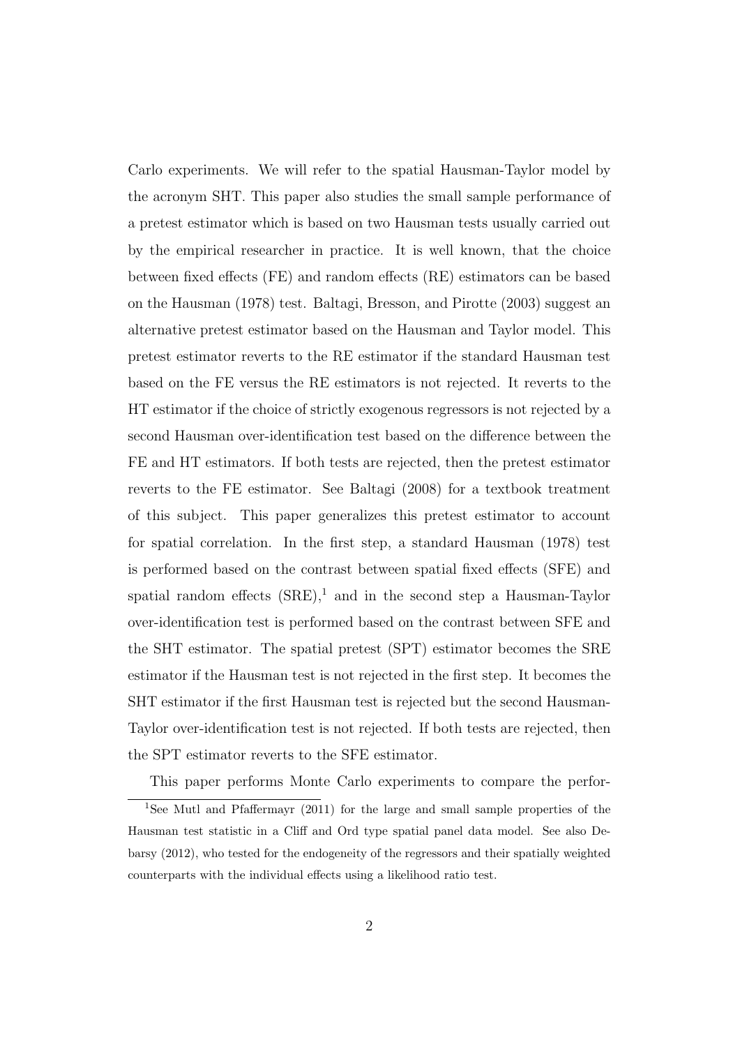Carlo experiments. We will refer to the spatial Hausman-Taylor model by the acronym SHT. This paper also studies the small sample performance of a pretest estimator which is based on two Hausman tests usually carried out by the empirical researcher in practice. It is well known, that the choice between fixed effects (FE) and random effects (RE) estimators can be based on the Hausman (1978) test. Baltagi, Bresson, and Pirotte (2003) suggest an alternative pretest estimator based on the Hausman and Taylor model. This pretest estimator reverts to the RE estimator if the standard Hausman test based on the FE versus the RE estimators is not rejected. It reverts to the HT estimator if the choice of strictly exogenous regressors is not rejected by a second Hausman over-identification test based on the difference between the FE and HT estimators. If both tests are rejected, then the pretest estimator reverts to the FE estimator. See Baltagi (2008) for a textbook treatment of this subject. This paper generalizes this pretest estimator to account for spatial correlation. In the first step, a standard Hausman (1978) test is performed based on the contrast between spatial fixed effects (SFE) and spatial random effects (SRE),[1] and in the second step a Hausman-Taylor over-identification test is performed based on the contrast between SFE and the SHT estimator. The spatial pretest (SPT) estimator becomes the SRE estimator if the Hausman test is not rejected in the first step. It becomes the SHT estimator if the first Hausman test is rejected but the second Hausman-Taylor over-identification test is not rejected. If both tests are rejected, then the SPT estimator reverts to the SFE estimator.

This paper performs Monte Carlo experiments to compare the perfor-

[1] See Mutl and Pfaffermayr (2011) for the large and small sample properties of the Hausman test statistic in a Cliff and Ord type spatial panel data model. See also Debarsy (2012), who tested for the endogeneity of the regressors and their spatially weighted counterparts with the individual effects using a likelihood ratio test.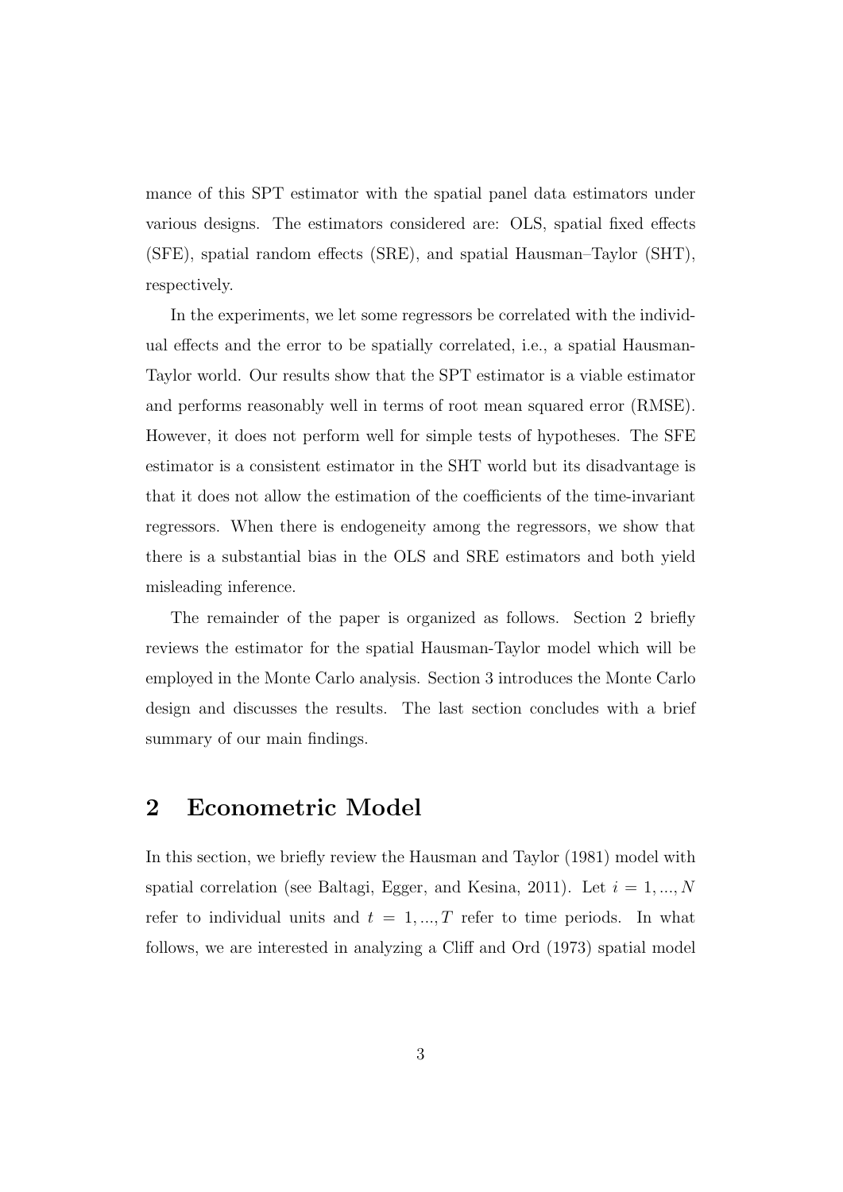mance of this SPT estimator with the spatial panel data estimators under various designs. The estimators considered are: OLS, spatial fixed effects (SFE), spatial random effects (SRE), and spatial Hausman–Taylor (SHT), respectively.

In the experiments, we let some regressors be correlated with the individual effects and the error to be spatially correlated, i.e., a spatial Hausman-Taylor world. Our results show that the SPT estimator is a viable estimator and performs reasonably well in terms of root mean squared error (RMSE). However, it does not perform well for simple tests of hypotheses. The SFE estimator is a consistent estimator in the SHT world but its disadvantage is that it does not allow the estimation of the coefficients of the time-invariant regressors. When there is endogeneity among the regressors, we show that there is a substantial bias in the OLS and SRE estimators and both yield misleading inference.

The remainder of the paper is organized as follows. Section 2 briefly reviews the estimator for the spatial Hausman-Taylor model which will be employed in the Monte Carlo analysis. Section 3 introduces the Monte Carlo design and discusses the results. The last section concludes with a brief summary of our main findings.

## 2 Econometric Model

In this section, we briefly review the Hausman and Taylor (1981) model with spatial correlation (see Baltagi, Egger, and Kesina, 2011). Let $i = 1, ..., N$ refer to individual units and $t = 1, ..., T$ refer to time periods. In what follows, we are interested in analyzing a Cliff and Ord (1973) spatial model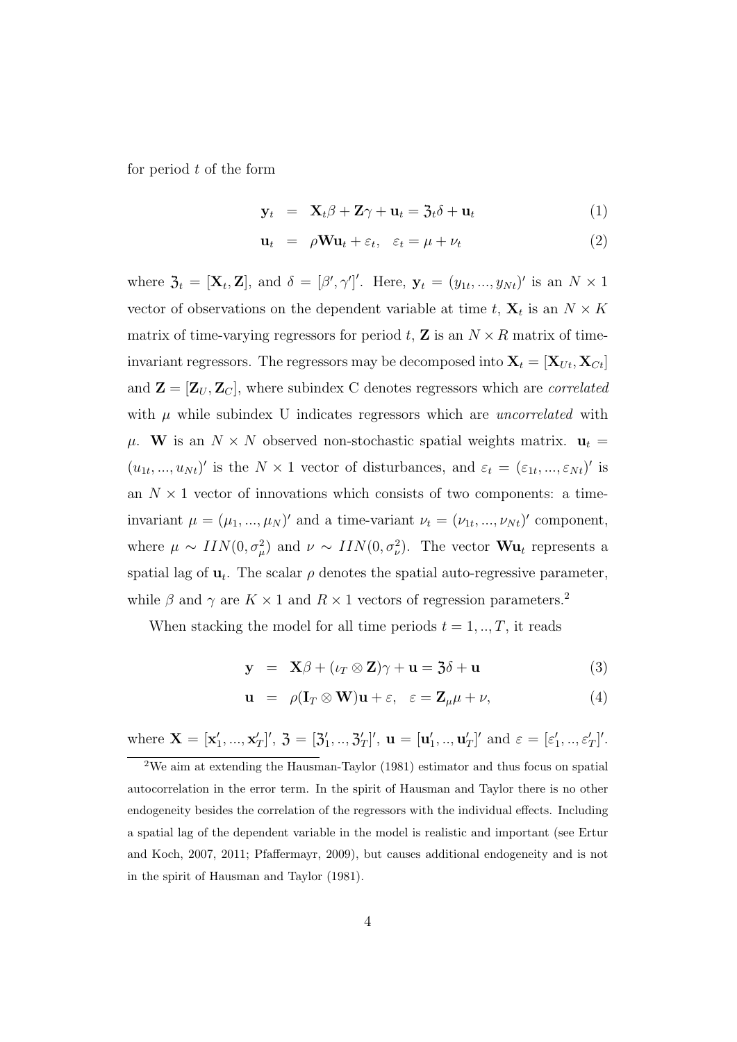for period $t$ of the form

$$\mathbf{y}_t = \mathbf{X}_t\beta + \mathbf{Z}\gamma + \mathbf{u}_t = \mathfrak{Z}_t\delta + \mathbf{u}_t \quad (1)$$

$$\mathbf{u}_t = \rho\mathbf{W}\mathbf{u}_t + \varepsilon_t, \quad \varepsilon_t = \mu + \nu_t \quad (2)$$

where $\mathfrak{Z}_t = [\mathbf{X}_t, \mathbf{Z}]$, and $\delta = [\beta', \gamma']'$. Here, $\mathbf{y}_t = (y_{1t}, ..., y_{Nt})'$ is an $N \times 1$ vector of observations on the dependent variable at time $t$, $\mathbf{X}_t$ is an $N \times K$ matrix of time-varying regressors for period $t$, $\mathbf{Z}$ is an $N \times R$ matrix of time-invariant regressors. The regressors may be decomposed into $\mathbf{X}_t = [\mathbf{X}_{Ut}, \mathbf{X}_{Ct}]$ and $\mathbf{Z} = [\mathbf{Z}_U, \mathbf{Z}_C]$, where subindex C denotes regressors which are *correlated* with $\mu$ while subindex U indicates regressors which are *uncorrelated* with $\mu$. $\mathbf{W}$ is an $N \times N$ observed non-stochastic spatial weights matrix. $\mathbf{u}_t = (u_{1t}, ..., u_{Nt})'$ is the $N \times 1$ vector of disturbances, and $\varepsilon_t = (\varepsilon_{1t}, ..., \varepsilon_{Nt})'$ is an $N \times 1$ vector of innovations which consists of two components: a time-invariant $\mu = (\mu_1, ..., \mu_N)'$ and a time-variant $\nu_t = (\nu_{1t}, ..., \nu_{Nt})'$ component, where $\mu \sim IIN(0, \sigma^2_\mu)$ and $\nu \sim IIN(0, \sigma^2_\nu)$. The vector $\mathbf{W}\mathbf{u}_t$ represents a spatial lag of $\mathbf{u}_t$. The scalar $\rho$ denotes the spatial auto-regressive parameter, while $\beta$ and $\gamma$ are $K \times 1$ and $R \times 1$ vectors of regression parameters.[2]

When stacking the model for all time periods $t = 1, .., T$, it reads

$$\mathbf{y} = \mathbf{X}\beta + (\iota_T \otimes \mathbf{Z})\gamma + \mathbf{u} = \mathfrak{Z}\delta + \mathbf{u} \quad (3)$$

$$\mathbf{u} = \rho(\mathbf{I}_T \otimes \mathbf{W})\mathbf{u} + \varepsilon, \quad \varepsilon = \mathbf{Z}_\mu\mu + \nu, \quad (4)$$

where $\mathbf{X} = [\mathbf{x}'_1, ..., \mathbf{x}'_T]'$, $\mathfrak{Z} = [\mathfrak{Z}'_1, .., \mathfrak{Z}'_T]'$, $\mathbf{u} = [\mathbf{u}'_1, .., \mathbf{u}'_T]'$ and $\varepsilon = [\varepsilon'_1, .., \varepsilon'_T]'$.

[2]We aim at extending the Hausman-Taylor (1981) estimator and thus focus on spatial autocorrelation in the error term. In the spirit of Hausman and Taylor there is no other endogeneity besides the correlation of the regressors with the individual effects. Including a spatial lag of the dependent variable in the model is realistic and important (see Ertur and Koch, 2007, 2011; Pfaffermayr, 2009), but causes additional endogeneity and is not in the spirit of Hausman and Taylor (1981).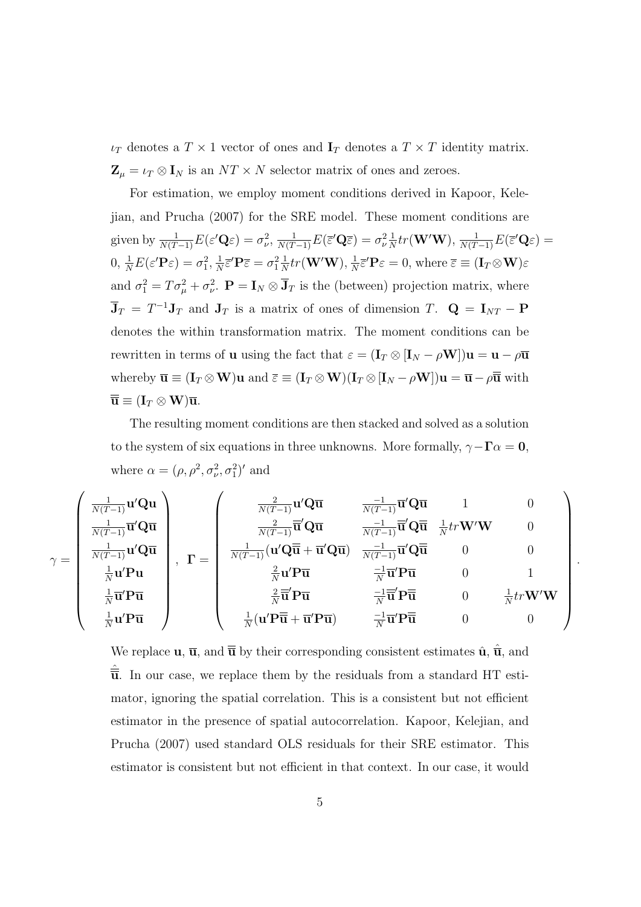$\iota_T$ denotes a $T \times 1$ vector of ones and $\mathbf{I}_T$ denotes a $T \times T$ identity matrix. $\mathbf{Z}_\mu = \iota_T \otimes \mathbf{I}_N$ is an $NT \times N$ selector matrix of ones and zeroes.

For estimation, we employ moment conditions derived in Kapoor, Kelejian, and Prucha (2007) for the SRE model. These moment conditions are given by $\frac{1}{N(T-1)}E(\varepsilon'\mathbf{Q}\varepsilon) = \sigma_\nu^2$, $\frac{1}{N(T-1)}E(\overline{\varepsilon}'\mathbf{Q}\overline{\varepsilon}) = \sigma_\nu^2 \frac{1}{N} tr(\mathbf{W}'\mathbf{W})$, $\frac{1}{N(T-1)}E(\overline{\varepsilon}'\mathbf{Q}\varepsilon) = 0$, $\frac{1}{N}E(\varepsilon'\mathbf{P}\varepsilon) = \sigma_1^2$, $\frac{1}{N}\overline{\varepsilon}'\mathbf{P}\overline{\varepsilon} = \sigma_1^2 \frac{1}{N} tr(\mathbf{W}'\mathbf{W})$, $\frac{1}{N}\overline{\varepsilon}'\mathbf{P}\varepsilon = 0$, where $\overline{\varepsilon} \equiv (\mathbf{I}_T \otimes \mathbf{W})\varepsilon$ and $\sigma_1^2 = T\sigma_\mu^2 + \sigma_\nu^2$. $\mathbf{P} = \mathbf{I}_N \otimes \overline{\mathbf{J}}_T$ is the (between) projection matrix, where $\overline{\mathbf{J}}_T = T^{-1}\mathbf{J}_T$ and $\mathbf{J}_T$ is a matrix of ones of dimension $T$. $\mathbf{Q} = \mathbf{I}_{NT} - \mathbf{P}$ denotes the within transformation matrix. The moment conditions can be rewritten in terms of $\mathbf{u}$ using the fact that $\varepsilon = (\mathbf{I}_T \otimes [\mathbf{I}_N - \rho\mathbf{W}])\mathbf{u} = \mathbf{u} - \rho\overline{\mathbf{u}}$ whereby $\overline{\mathbf{u}} \equiv (\mathbf{I}_T \otimes \mathbf{W})\mathbf{u}$ and $\overline{\varepsilon} \equiv (\mathbf{I}_T \otimes \mathbf{W})(\mathbf{I}_T \otimes [\mathbf{I}_N - \rho\mathbf{W}])\mathbf{u} = \overline{\mathbf{u}} - \rho\overline{\overline{\mathbf{u}}}$ with $\overline{\overline{\mathbf{u}}} \equiv (\mathbf{I}_T \otimes \mathbf{W})\overline{\mathbf{u}}$.

The resulting moment conditions are then stacked and solved as a solution to the system of six equations in three unknowns. More formally, $\gamma - \mathbf{\Gamma}\alpha = \mathbf{0}$, where $\alpha = (\rho, \rho^2, \sigma_\nu^2, \sigma_1^2)'$ and

$$
\gamma = \begin{pmatrix}
\frac{1}{N(T-1)}\mathbf{u}'\mathbf{Q}\mathbf{u} \\
\frac{1}{N(T-1)}\overline{\mathbf{u}}'\mathbf{Q}\overline{\mathbf{u}} \\
\frac{1}{N(T-1)}\mathbf{u}'\mathbf{Q}\overline{\mathbf{u}} \\
\frac{1}{N}\mathbf{u}'\mathbf{P}\mathbf{u} \\
\frac{1}{N}\overline{\mathbf{u}}'\mathbf{P}\overline{\mathbf{u}} \\
\frac{1}{N}\mathbf{u}'\mathbf{P}\overline{\mathbf{u}}
\end{pmatrix}, \quad
\mathbf{\Gamma} = \begin{pmatrix}
\frac{2}{N(T-1)}\mathbf{u}'\mathbf{Q}\overline{\mathbf{u}} & \frac{-1}{N(T-1)}\overline{\mathbf{u}}'\mathbf{Q}\overline{\mathbf{u}} & 1 & 0 \\
\frac{2}{N(T-1)}\overline{\overline{\mathbf{u}}}'\mathbf{Q}\overline{\mathbf{u}} & \frac{-1}{N(T-1)}\overline{\overline{\mathbf{u}}}'\mathbf{Q}\overline{\overline{\mathbf{u}}} & \frac{1}{N}tr\mathbf{W}'\mathbf{W} & 0 \\
\frac{1}{N(T-1)}(\mathbf{u}'\mathbf{Q}\overline{\overline{\mathbf{u}}} + \overline{\mathbf{u}}'\mathbf{Q}\overline{\mathbf{u}}) & \frac{-1}{N(T-1)}\overline{\mathbf{u}}'\mathbf{Q}\overline{\overline{\mathbf{u}}} & 0 & 0 \\
\frac{2}{N}\mathbf{u}'\mathbf{P}\overline{\mathbf{u}} & \frac{-1}{N}\overline{\mathbf{u}}'\mathbf{P}\overline{\mathbf{u}} & 0 & 1 \\
\frac{2}{N}\overline{\overline{\mathbf{u}}}'\mathbf{P}\overline{\mathbf{u}} & \frac{-1}{N}\overline{\overline{\mathbf{u}}}'\mathbf{P}\overline{\overline{\mathbf{u}}} & 0 & \frac{1}{N}tr\mathbf{W}'\mathbf{W} \\
\frac{1}{N}(\mathbf{u}'\mathbf{P}\overline{\overline{\mathbf{u}}} + \overline{\mathbf{u}}'\mathbf{P}\overline{\mathbf{u}}) & \frac{-1}{N}\overline{\mathbf{u}}'\mathbf{P}\overline{\overline{\mathbf{u}}} & 0 & 0
\end{pmatrix}.
$$

We replace $\mathbf{u}$, $\overline{\mathbf{u}}$, and $\overline{\overline{\mathbf{u}}}$ by their corresponding consistent estimates $\hat{\mathbf{u}}$, $\hat{\overline{\mathbf{u}}}$, and $\hat{\overline{\overline{\mathbf{u}}}}$. In our case, we replace them by the residuals from a standard HT estimator, ignoring the spatial correlation. This is a consistent but not efficient estimator in the presence of spatial autocorrelation. Kapoor, Kelejian, and Prucha (2007) used standard OLS residuals for their SRE estimator. This estimator is consistent but not efficient in that context. In our case, it would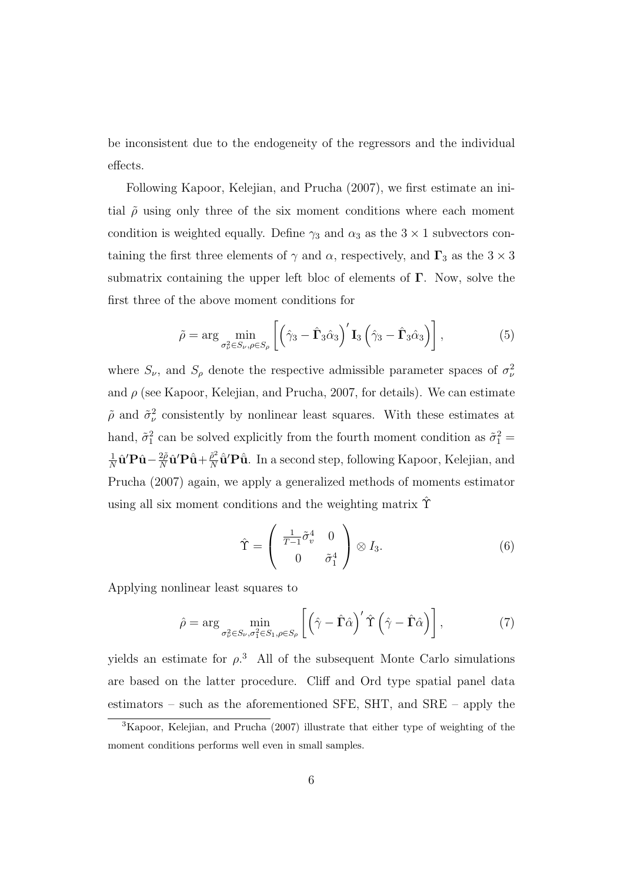be inconsistent due to the endogeneity of the regressors and the individual effects.

Following Kapoor, Kelejian, and Prucha (2007), we first estimate an initial $\tilde{\rho}$ using only three of the six moment conditions where each moment condition is weighted equally. Define $\gamma_3$ and $\alpha_3$ as the $3 \times 1$ subvectors containing the first three elements of $\gamma$ and $\alpha$, respectively, and $\mathbf{\Gamma}_3$ as the $3 \times 3$ submatrix containing the upper left bloc of elements of $\mathbf{\Gamma}$. Now, solve the first three of the above moment conditions for

$$\tilde{\rho} = \arg \min_{\sigma_\nu^2 \in S_\nu, \rho \in S_\rho} \left[ \left( \hat{\gamma}_3 - \hat{\mathbf{\Gamma}}_3 \hat{\alpha}_3 \right)' \mathbf{I}_3 \left( \hat{\gamma}_3 - \hat{\mathbf{\Gamma}}_3 \hat{\alpha}_3 \right) \right], \tag{5}$$

where $S_\nu$, and $S_\rho$ denote the respective admissible parameter spaces of $\sigma_\nu^2$ and $\rho$ (see Kapoor, Kelejian, and Prucha, 2007, for details). We can estimate $\tilde{\rho}$ and $\tilde{\sigma}_\nu^2$ consistently by nonlinear least squares. With these estimates at hand, $\tilde{\sigma}_1^2$ can be solved explicitly from the fourth moment condition as $\tilde{\sigma}_1^2 = \frac{1}{N}\hat{\mathbf{u}}'\mathbf{P}\hat{\mathbf{u}} - \frac{2\tilde{\rho}}{N}\hat{\mathbf{u}}'\mathbf{P}\hat{\bar{\mathbf{u}}} + \frac{\tilde{\rho}^2}{N}\hat{\bar{\mathbf{u}}}'\mathbf{P}\hat{\bar{\mathbf{u}}}$. In a second step, following Kapoor, Kelejian, and Prucha (2007) again, we apply a generalized methods of moments estimator using all six moment conditions and the weighting matrix $\hat{\Upsilon}$

$$\hat{\Upsilon} = \begin{pmatrix} \frac{1}{T-1}\tilde{\sigma}_v^4 & 0 \\ 0 & \tilde{\sigma}_1^4 \end{pmatrix} \otimes I_3. \tag{6}$$

Applying nonlinear least squares to

$$\hat{\rho} = \arg \min_{\sigma_\nu^2 \in S_\nu, \sigma_1^2 \in S_1, \rho \in S_\rho} \left[ \left( \hat{\gamma} - \hat{\mathbf{\Gamma}} \hat{\alpha} \right)' \hat{\Upsilon} \left( \hat{\gamma} - \hat{\mathbf{\Gamma}} \hat{\alpha} \right) \right], \tag{7}$$

yields an estimate for $\rho$.[3] All of the subsequent Monte Carlo simulations are based on the latter procedure. Cliff and Ord type spatial panel data estimators – such as the aforementioned SFE, SHT, and SRE – apply the

[3] Kapoor, Kelejian, and Prucha (2007) illustrate that either type of weighting of the moment conditions performs well even in small samples.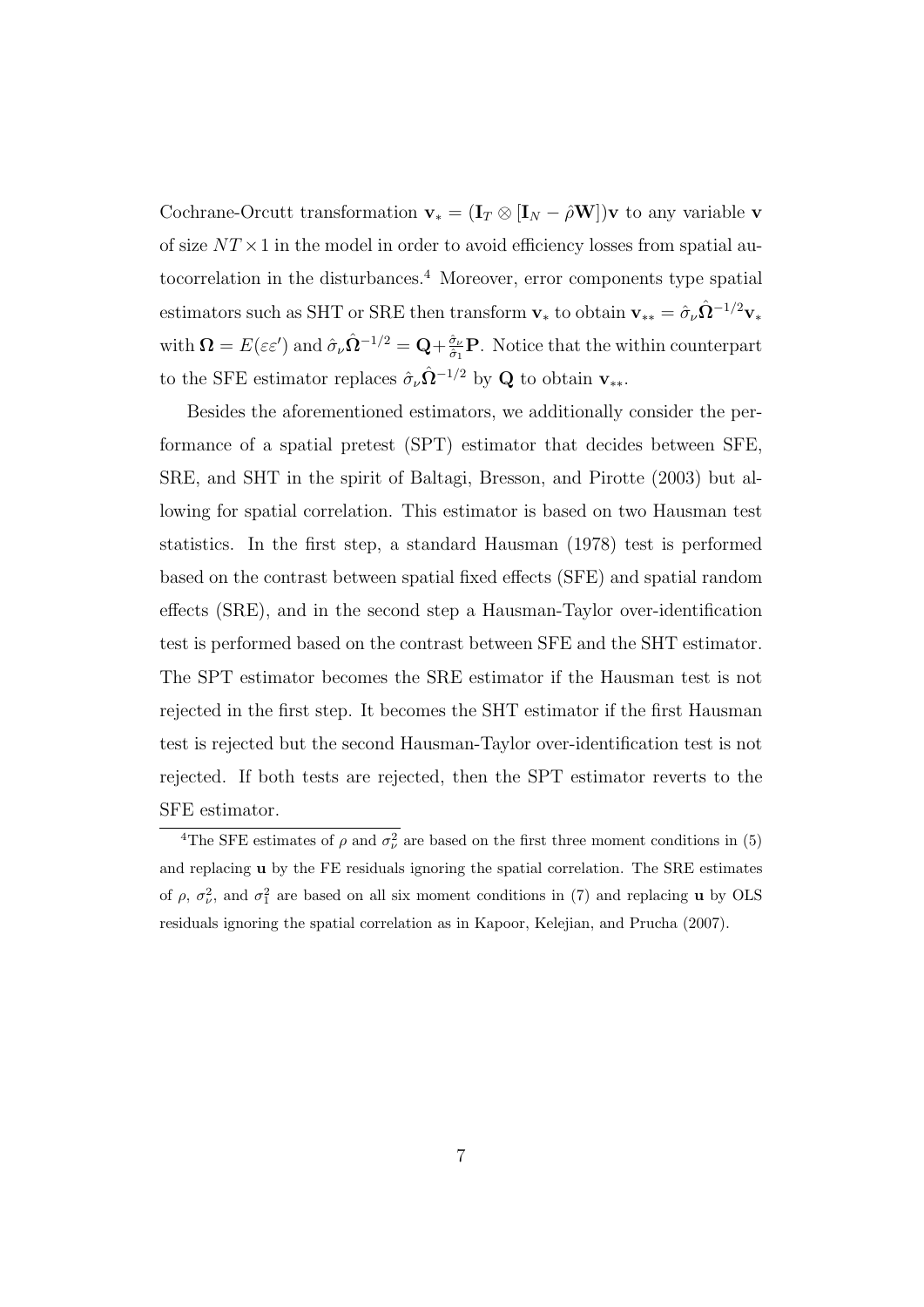Cochrane-Orcutt transformation $\mathbf{v}_* = (\mathbf{I}_T \otimes [\mathbf{I}_N - \hat{\rho}\mathbf{W}])\mathbf{v}$ to any variable $\mathbf{v}$ of size $NT \times 1$ in the model in order to avoid efficiency losses from spatial autocorrelation in the disturbances.[4] Moreover, error components type spatial estimators such as SHT or SRE then transform $\mathbf{v}_*$ to obtain $\mathbf{v}_{**} = \hat{\sigma}_\nu \hat{\mathbf{\Omega}}^{-1/2}\mathbf{v}_*$ with $\mathbf{\Omega} = E(\varepsilon\varepsilon')$ and $\hat{\sigma}_\nu \hat{\mathbf{\Omega}}^{-1/2} = \mathbf{Q} + \frac{\hat{\sigma}_\nu}{\hat{\sigma}_1}\mathbf{P}$. Notice that the within counterpart to the SFE estimator replaces $\hat{\sigma}_\nu \hat{\mathbf{\Omega}}^{-1/2}$ by $\mathbf{Q}$ to obtain $\mathbf{v}_{**}$.

Besides the aforementioned estimators, we additionally consider the performance of a spatial pretest (SPT) estimator that decides between SFE, SRE, and SHT in the spirit of Baltagi, Bresson, and Pirotte (2003) but allowing for spatial correlation. This estimator is based on two Hausman test statistics. In the first step, a standard Hausman (1978) test is performed based on the contrast between spatial fixed effects (SFE) and spatial random effects (SRE), and in the second step a Hausman-Taylor over-identification test is performed based on the contrast between SFE and the SHT estimator. The SPT estimator becomes the SRE estimator if the Hausman test is not rejected in the first step. It becomes the SHT estimator if the first Hausman test is rejected but the second Hausman-Taylor over-identification test is not rejected. If both tests are rejected, then the SPT estimator reverts to the SFE estimator.

[4] The SFE estimates of $\rho$ and $\sigma_\nu^2$ are based on the first three moment conditions in (5) and replacing $\mathbf{u}$ by the FE residuals ignoring the spatial correlation. The SRE estimates of $\rho$, $\sigma_\nu^2$, and $\sigma_1^2$ are based on all six moment conditions in (7) and replacing $\mathbf{u}$ by OLS residuals ignoring the spatial correlation as in Kapoor, Kelejian, and Prucha (2007).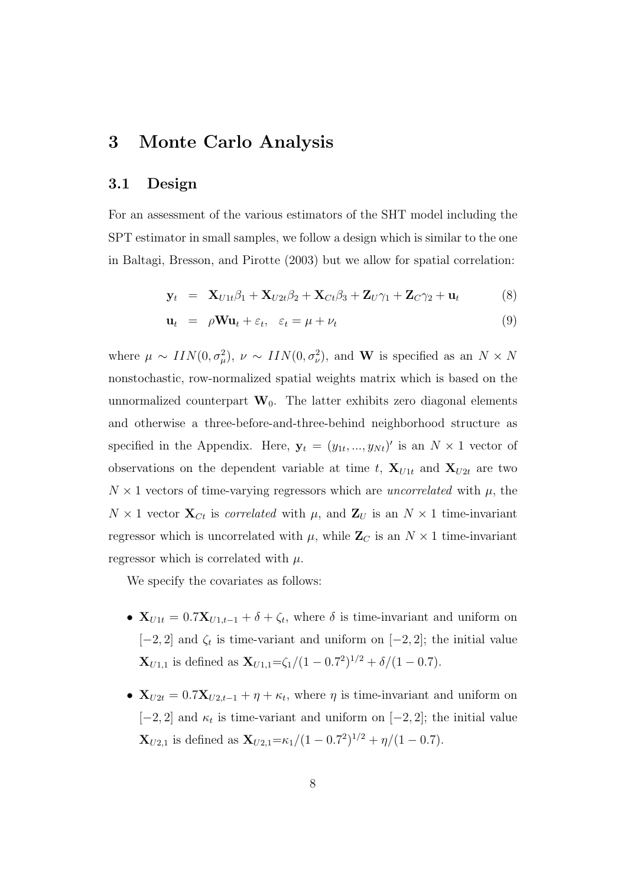# 3 Monte Carlo Analysis

## 3.1 Design

For an assessment of the various estimators of the SHT model including the SPT estimator in small samples, we follow a design which is similar to the one in Baltagi, Bresson, and Pirotte (2003) but we allow for spatial correlation:

$$\mathbf{y}_t = \mathbf{X}_{U1t}\beta_1 + \mathbf{X}_{U2t}\beta_2 + \mathbf{X}_{Ct}\beta_3 + \mathbf{Z}_U\gamma_1 + \mathbf{Z}_C\gamma_2 + \mathbf{u}_t \tag{8}$$

$$\mathbf{u}_t = \rho\mathbf{W}\mathbf{u}_t + \varepsilon_t, \quad \varepsilon_t = \mu + \nu_t \tag{9}$$

where $\mu \sim IIN(0, \sigma_\mu^2)$, $\nu \sim IIN(0, \sigma_\nu^2)$, and $\mathbf{W}$ is specified as an $N \times N$ nonstochastic, row-normalized spatial weights matrix which is based on the unnormalized counterpart $\mathbf{W}_0$. The latter exhibits zero diagonal elements and otherwise a three-before-and-three-behind neighborhood structure as specified in the Appendix. Here, $\mathbf{y}_t = (y_{1t}, ..., y_{Nt})'$ is an $N \times 1$ vector of observations on the dependent variable at time $t$, $\mathbf{X}_{U1t}$ and $\mathbf{X}_{U2t}$ are two $N \times 1$ vectors of time-varying regressors which are *uncorrelated* with $\mu$, the $N \times 1$ vector $\mathbf{X}_{Ct}$ is *correlated* with $\mu$, and $\mathbf{Z}_U$ is an $N \times 1$ time-invariant regressor which is uncorrelated with $\mu$, while $\mathbf{Z}_C$ is an $N \times 1$ time-invariant regressor which is correlated with $\mu$.

We specify the covariates as follows:

- $\mathbf{X}_{U1t} = 0.7\mathbf{X}_{U1,t-1} + \delta + \zeta_t$, where $\delta$ is time-invariant and uniform on $[-2, 2]$ and $\zeta_t$ is time-variant and uniform on $[-2, 2]$; the initial value $\mathbf{X}_{U1,1}$ is defined as $\mathbf{X}_{U1,1}=\zeta_1/(1 - 0.7^2)^{1/2} + \delta/(1 - 0.7)$.

- $\mathbf{X}_{U2t} = 0.7\mathbf{X}_{U2,t-1} + \eta + \kappa_t$, where $\eta$ is time-invariant and uniform on $[-2, 2]$ and $\kappa_t$ is time-variant and uniform on $[-2, 2]$; the initial value $\mathbf{X}_{U2,1}$ is defined as $\mathbf{X}_{U2,1}=\kappa_1/(1 - 0.7^2)^{1/2} + \eta/(1 - 0.7)$.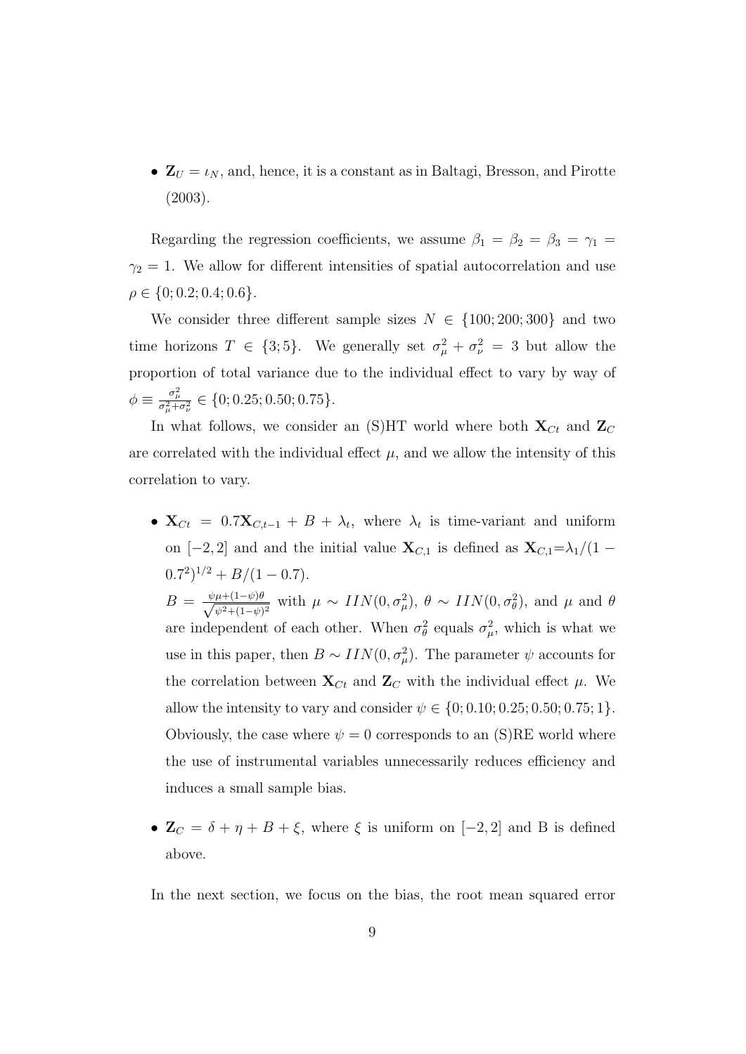- $\mathbf{Z}_U = \iota_N$, and, hence, it is a constant as in Baltagi, Bresson, and Pirotte (2003).

Regarding the regression coefficients, we assume $\beta_1 = \beta_2 = \beta_3 = \gamma_1 = \gamma_2 = 1$. We allow for different intensities of spatial autocorrelation and use $\rho \in \{0; 0.2; 0.4; 0.6\}$.

We consider three different sample sizes $N \in \{100; 200; 300\}$ and two time horizons $T \in \{3; 5\}$. We generally set $\sigma_\mu^2 + \sigma_\nu^2 = 3$ but allow the proportion of total variance due to the individual effect to vary by way of $\phi \equiv \frac{\sigma_\mu^2}{\sigma_\mu^2 + \sigma_\nu^2} \in \{0; 0.25; 0.50; 0.75\}$.

In what follows, we consider an (S)HT world where both $\mathbf{X}_{Ct}$ and $\mathbf{Z}_C$ are correlated with the individual effect $\mu$, and we allow the intensity of this correlation to vary.

- $\mathbf{X}_{Ct} = 0.7\mathbf{X}_{C,t-1} + B + \lambda_t$, where $\lambda_t$ is time-variant and uniform on $[-2, 2]$ and and the initial value $\mathbf{X}_{C,1}$ is defined as $\mathbf{X}_{C,1}{=}\lambda_1/(1 - 0.7^2)^{1/2} + B/(1 - 0.7)$.

  $B = \frac{\psi\mu + (1-\psi)\theta}{\sqrt{\psi^2 + (1-\psi)^2}}$ with $\mu \sim IIN(0, \sigma_\mu^2)$, $\theta \sim IIN(0, \sigma_\theta^2)$, and $\mu$ and $\theta$ are independent of each other. When $\sigma_\theta^2$ equals $\sigma_\mu^2$, which is what we use in this paper, then $B \sim IIN(0, \sigma_\mu^2)$. The parameter $\psi$ accounts for the correlation between $\mathbf{X}_{Ct}$ and $\mathbf{Z}_C$ with the individual effect $\mu$. We allow the intensity to vary and consider $\psi \in \{0; 0.10; 0.25; 0.50; 0.75; 1\}$. Obviously, the case where $\psi = 0$ corresponds to an (S)RE world where the use of instrumental variables unnecessarily reduces efficiency and induces a small sample bias.

- $\mathbf{Z}_C = \delta + \eta + B + \xi$, where $\xi$ is uniform on $[-2, 2]$ and B is defined above.

In the next section, we focus on the bias, the root mean squared error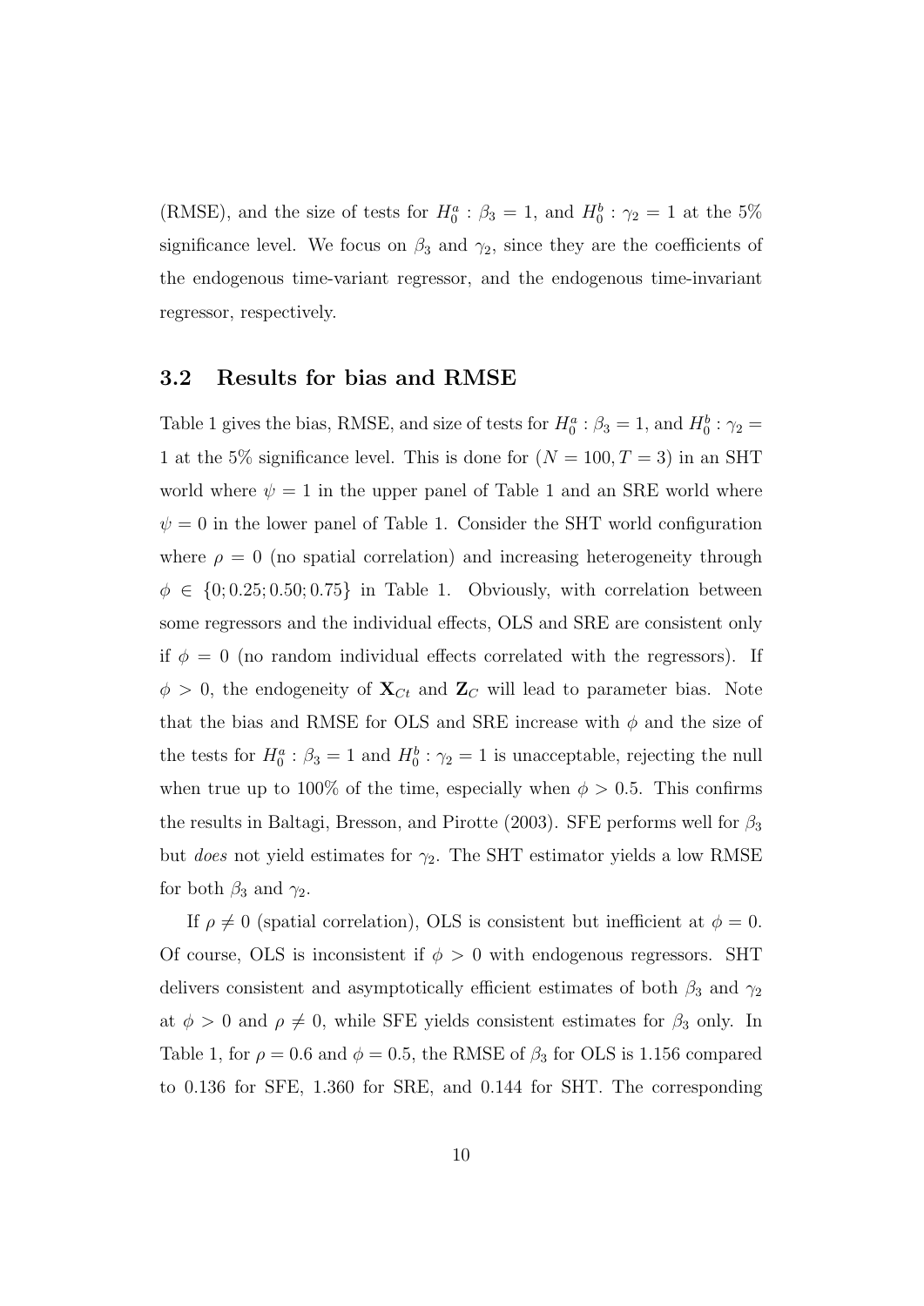(RMSE), and the size of tests for $H_0^a : \beta_3 = 1$, and $H_0^b : \gamma_2 = 1$ at the 5% significance level. We focus on $\beta_3$ and $\gamma_2$, since they are the coefficients of the endogenous time-variant regressor, and the endogenous time-invariant regressor, respectively.

### 3.2 Results for bias and RMSE

Table 1 gives the bias, RMSE, and size of tests for $H_0^a : \beta_3 = 1$, and $H_0^b : \gamma_2 = 1$ at the 5% significance level. This is done for $(N = 100, T = 3)$ in an SHT world where $\psi = 1$ in the upper panel of Table 1 and an SRE world where $\psi = 0$ in the lower panel of Table 1. Consider the SHT world configuration where $\rho = 0$ (no spatial correlation) and increasing heterogeneity through $\phi \in \{0; 0.25; 0.50; 0.75\}$ in Table 1. Obviously, with correlation between some regressors and the individual effects, OLS and SRE are consistent only if $\phi = 0$ (no random individual effects correlated with the regressors). If $\phi > 0$, the endogeneity of $\mathbf{X}_{Ct}$ and $\mathbf{Z}_C$ will lead to parameter bias. Note that the bias and RMSE for OLS and SRE increase with $\phi$ and the size of the tests for $H_0^a : \beta_3 = 1$ and $H_0^b : \gamma_2 = 1$ is unacceptable, rejecting the null when true up to 100% of the time, especially when $\phi > 0.5$. This confirms the results in Baltagi, Bresson, and Pirotte (2003). SFE performs well for $\beta_3$ but *does* not yield estimates for $\gamma_2$. The SHT estimator yields a low RMSE for both $\beta_3$ and $\gamma_2$.

If $\rho \neq 0$ (spatial correlation), OLS is consistent but inefficient at $\phi = 0$. Of course, OLS is inconsistent if $\phi > 0$ with endogenous regressors. SHT delivers consistent and asymptotically efficient estimates of both $\beta_3$ and $\gamma_2$ at $\phi > 0$ and $\rho \neq 0$, while SFE yields consistent estimates for $\beta_3$ only. In Table 1, for $\rho = 0.6$ and $\phi = 0.5$, the RMSE of $\beta_3$ for OLS is 1.156 compared to 0.136 for SFE, 1.360 for SRE, and 0.144 for SHT. The corresponding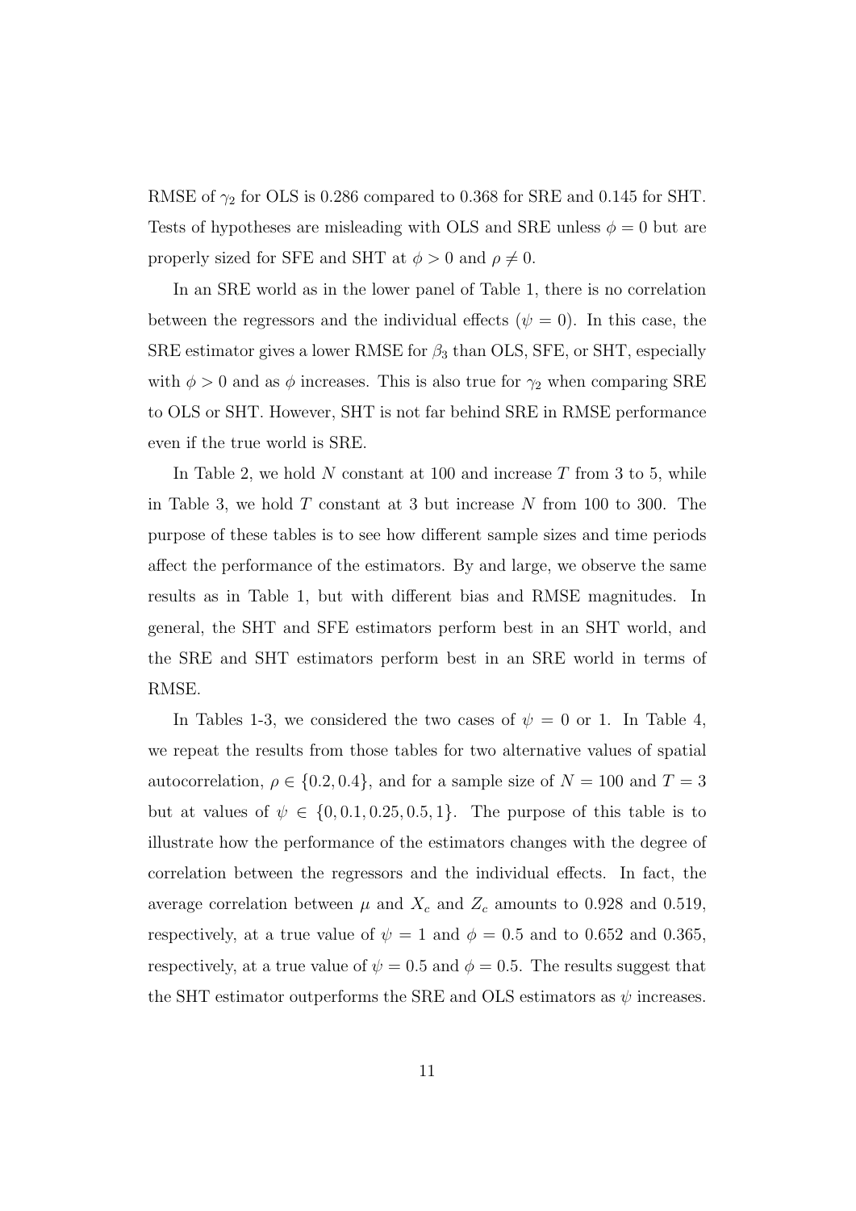RMSE of $\gamma_2$ for OLS is 0.286 compared to 0.368 for SRE and 0.145 for SHT. Tests of hypotheses are misleading with OLS and SRE unless $\phi = 0$ but are properly sized for SFE and SHT at $\phi > 0$ and $\rho \neq 0$.

In an SRE world as in the lower panel of Table 1, there is no correlation between the regressors and the individual effects ($\psi = 0$). In this case, the SRE estimator gives a lower RMSE for $\beta_3$ than OLS, SFE, or SHT, especially with $\phi > 0$ and as $\phi$ increases. This is also true for $\gamma_2$ when comparing SRE to OLS or SHT. However, SHT is not far behind SRE in RMSE performance even if the true world is SRE.

In Table 2, we hold $N$ constant at 100 and increase $T$ from 3 to 5, while in Table 3, we hold $T$ constant at 3 but increase $N$ from 100 to 300. The purpose of these tables is to see how different sample sizes and time periods affect the performance of the estimators. By and large, we observe the same results as in Table 1, but with different bias and RMSE magnitudes. In general, the SHT and SFE estimators perform best in an SHT world, and the SRE and SHT estimators perform best in an SRE world in terms of RMSE.

In Tables 1-3, we considered the two cases of $\psi = 0$ or 1. In Table 4, we repeat the results from those tables for two alternative values of spatial autocorrelation, $\rho \in \{0.2, 0.4\}$, and for a sample size of $N = 100$ and $T = 3$ but at values of $\psi \in \{0, 0.1, 0.25, 0.5, 1\}$. The purpose of this table is to illustrate how the performance of the estimators changes with the degree of correlation between the regressors and the individual effects. In fact, the average correlation between $\mu$ and $X_c$ and $Z_c$ amounts to 0.928 and 0.519, respectively, at a true value of $\psi = 1$ and $\phi = 0.5$ and to 0.652 and 0.365, respectively, at a true value of $\psi = 0.5$ and $\phi = 0.5$. The results suggest that the SHT estimator outperforms the SRE and OLS estimators as $\psi$ increases.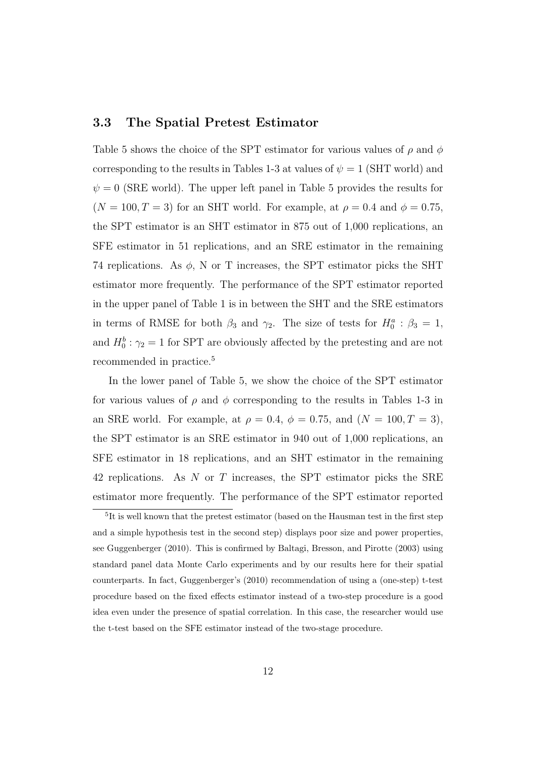### 3.3 The Spatial Pretest Estimator

Table 5 shows the choice of the SPT estimator for various values of $\rho$ and $\phi$ corresponding to the results in Tables 1-3 at values of $\psi = 1$ (SHT world) and $\psi = 0$ (SRE world). The upper left panel in Table 5 provides the results for $(N = 100, T = 3)$ for an SHT world. For example, at $\rho = 0.4$ and $\phi = 0.75$, the SPT estimator is an SHT estimator in 875 out of 1,000 replications, an SFE estimator in 51 replications, and an SRE estimator in the remaining 74 replications. As $\phi$, N or T increases, the SPT estimator picks the SHT estimator more frequently. The performance of the SPT estimator reported in the upper panel of Table 1 is in between the SHT and the SRE estimators in terms of RMSE for both $\beta_3$ and $\gamma_2$. The size of tests for $H_0^a : \beta_3 = 1$, and $H_0^b : \gamma_2 = 1$ for SPT are obviously affected by the pretesting and are not recommended in practice.[5]

In the lower panel of Table 5, we show the choice of the SPT estimator for various values of $\rho$ and $\phi$ corresponding to the results in Tables 1-3 in an SRE world. For example, at $\rho = 0.4$, $\phi = 0.75$, and $(N = 100, T = 3)$, the SPT estimator is an SRE estimator in 940 out of 1,000 replications, an SFE estimator in 18 replications, and an SHT estimator in the remaining 42 replications. As $N$ or $T$ increases, the SPT estimator picks the SRE estimator more frequently. The performance of the SPT estimator reported

[5]It is well known that the pretest estimator (based on the Hausman test in the first step and a simple hypothesis test in the second step) displays poor size and power properties, see Guggenberger (2010). This is confirmed by Baltagi, Bresson, and Pirotte (2003) using standard panel data Monte Carlo experiments and by our results here for their spatial counterparts. In fact, Guggenberger's (2010) recommendation of using a (one-step) t-test procedure based on the fixed effects estimator instead of a two-step procedure is a good idea even under the presence of spatial correlation. In this case, the researcher would use the t-test based on the SFE estimator instead of the two-stage procedure.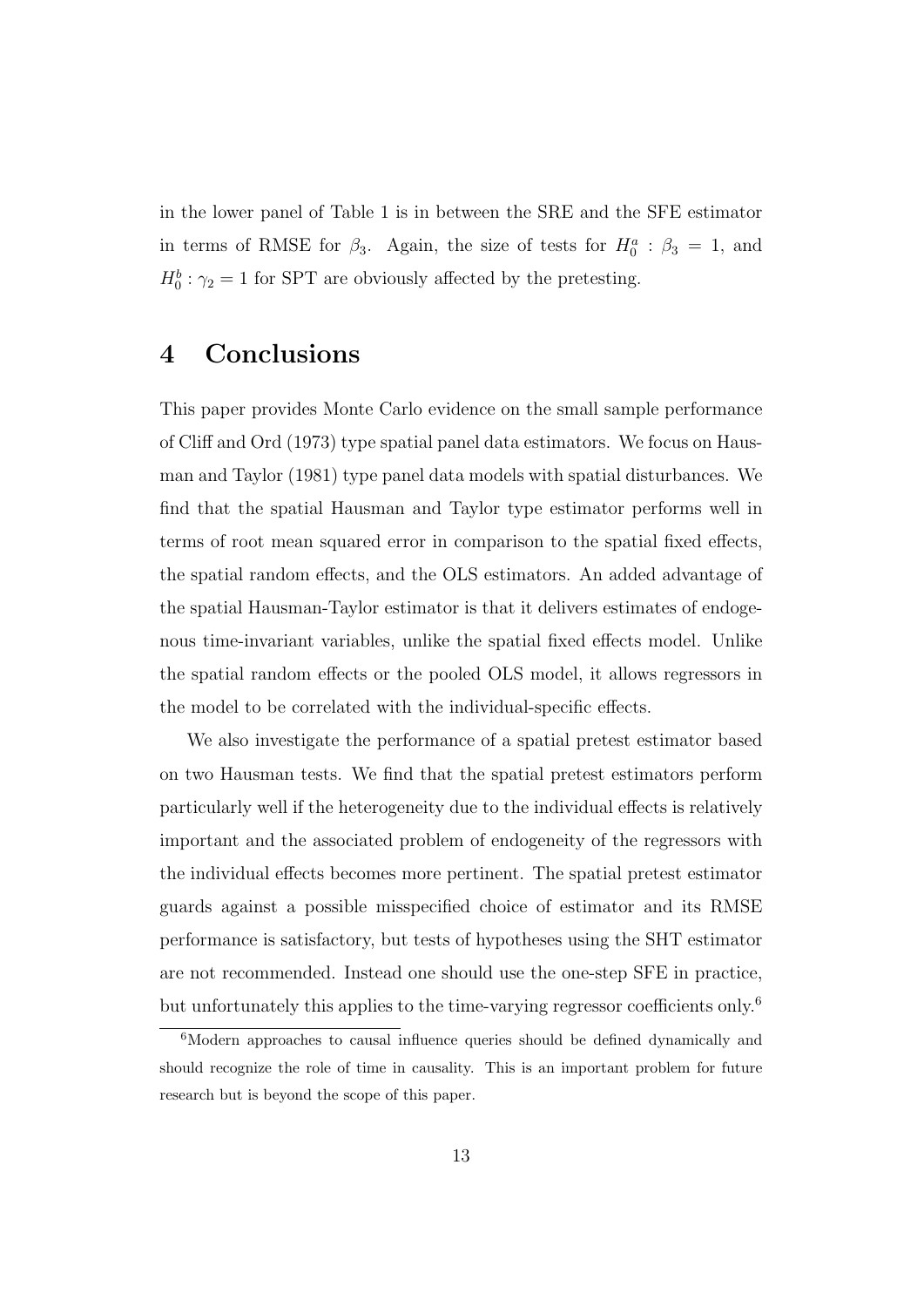in the lower panel of Table 1 is in between the SRE and the SFE estimator in terms of RMSE for $\beta_3$. Again, the size of tests for $H_0^a : \beta_3 = 1$, and $H_0^b : \gamma_2 = 1$ for SPT are obviously affected by the pretesting.

# 4 Conclusions

This paper provides Monte Carlo evidence on the small sample performance of Cliff and Ord (1973) type spatial panel data estimators. We focus on Hausman and Taylor (1981) type panel data models with spatial disturbances. We find that the spatial Hausman and Taylor type estimator performs well in terms of root mean squared error in comparison to the spatial fixed effects, the spatial random effects, and the OLS estimators. An added advantage of the spatial Hausman-Taylor estimator is that it delivers estimates of endogenous time-invariant variables, unlike the spatial fixed effects model. Unlike the spatial random effects or the pooled OLS model, it allows regressors in the model to be correlated with the individual-specific effects.

We also investigate the performance of a spatial pretest estimator based on two Hausman tests. We find that the spatial pretest estimators perform particularly well if the heterogeneity due to the individual effects is relatively important and the associated problem of endogeneity of the regressors with the individual effects becomes more pertinent. The spatial pretest estimator guards against a possible misspecified choice of estimator and its RMSE performance is satisfactory, but tests of hypotheses using the SHT estimator are not recommended. Instead one should use the one-step SFE in practice, but unfortunately this applies to the time-varying regressor coefficients only.[6]

[6] Modern approaches to causal influence queries should be defined dynamically and should recognize the role of time in causality. This is an important problem for future research but is beyond the scope of this paper.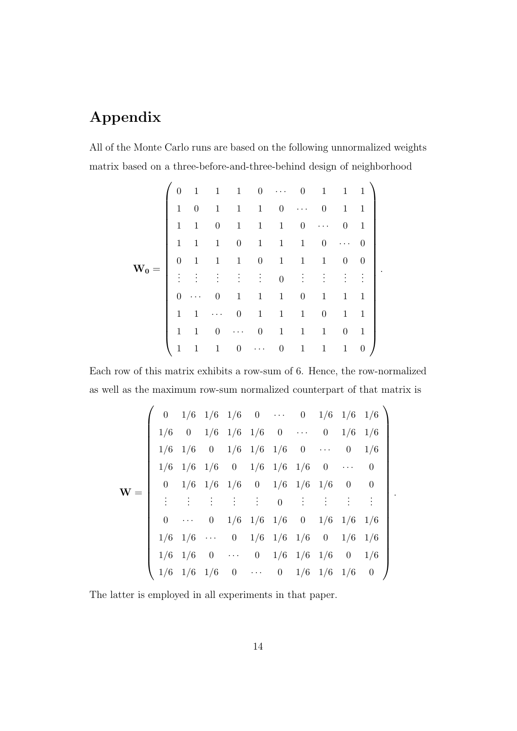# Appendix

All of the Monte Carlo runs are based on the following unnormalized weights matrix based on a three-before-and-three-behind design of neighborhood

$$
\mathbf{W_0} = \begin{pmatrix}
0 & 1 & 1 & 1 & 0 & \cdots & 0 & 1 & 1 & 1 \\
1 & 0 & 1 & 1 & 1 & 0 & \cdots & 0 & 1 & 1 \\
1 & 1 & 0 & 1 & 1 & 1 & 0 & \cdots & 0 & 1 \\
1 & 1 & 1 & 0 & 1 & 1 & 1 & 0 & \cdots & 0 \\
0 & 1 & 1 & 1 & 0 & 1 & 1 & 1 & 0 & 0 \\
\vdots & \vdots & \vdots & \vdots & \vdots & 0 & \vdots & \vdots & \vdots & \vdots \\
0 & \cdots & 0 & 1 & 1 & 1 & 0 & 1 & 1 & 1 \\
1 & 1 & \cdots & 0 & 1 & 1 & 1 & 0 & 1 & 1 \\
1 & 1 & 0 & \cdots & 0 & 1 & 1 & 1 & 0 & 1 \\
1 & 1 & 1 & 0 & \cdots & 0 & 1 & 1 & 1 & 0
\end{pmatrix}.
$$

Each row of this matrix exhibits a row-sum of 6. Hence, the row-normalized as well as the maximum row-sum normalized counterpart of that matrix is

$$
\mathbf{W} = \begin{pmatrix}
0 & 1/6 & 1/6 & 1/6 & 0 & \cdots & 0 & 1/6 & 1/6 & 1/6 \\
1/6 & 0 & 1/6 & 1/6 & 1/6 & 0 & \cdots & 0 & 1/6 & 1/6 \\
1/6 & 1/6 & 0 & 1/6 & 1/6 & 1/6 & 0 & \cdots & 0 & 1/6 \\
1/6 & 1/6 & 1/6 & 0 & 1/6 & 1/6 & 1/6 & 0 & \cdots & 0 \\
0 & 1/6 & 1/6 & 1/6 & 0 & 1/6 & 1/6 & 1/6 & 0 & 0 \\
\vdots & \vdots & \vdots & \vdots & \vdots & 0 & \vdots & \vdots & \vdots & \vdots \\
0 & \cdots & 0 & 1/6 & 1/6 & 1/6 & 0 & 1/6 & 1/6 & 1/6 \\
1/6 & 1/6 & \cdots & 0 & 1/6 & 1/6 & 1/6 & 0 & 1/6 & 1/6 \\
1/6 & 1/6 & 0 & \cdots & 0 & 1/6 & 1/6 & 1/6 & 0 & 1/6 \\
1/6 & 1/6 & 1/6 & 0 & \cdots & 0 & 1/6 & 1/6 & 1/6 & 0
\end{pmatrix}.
$$

The latter is employed in all experiments in that paper.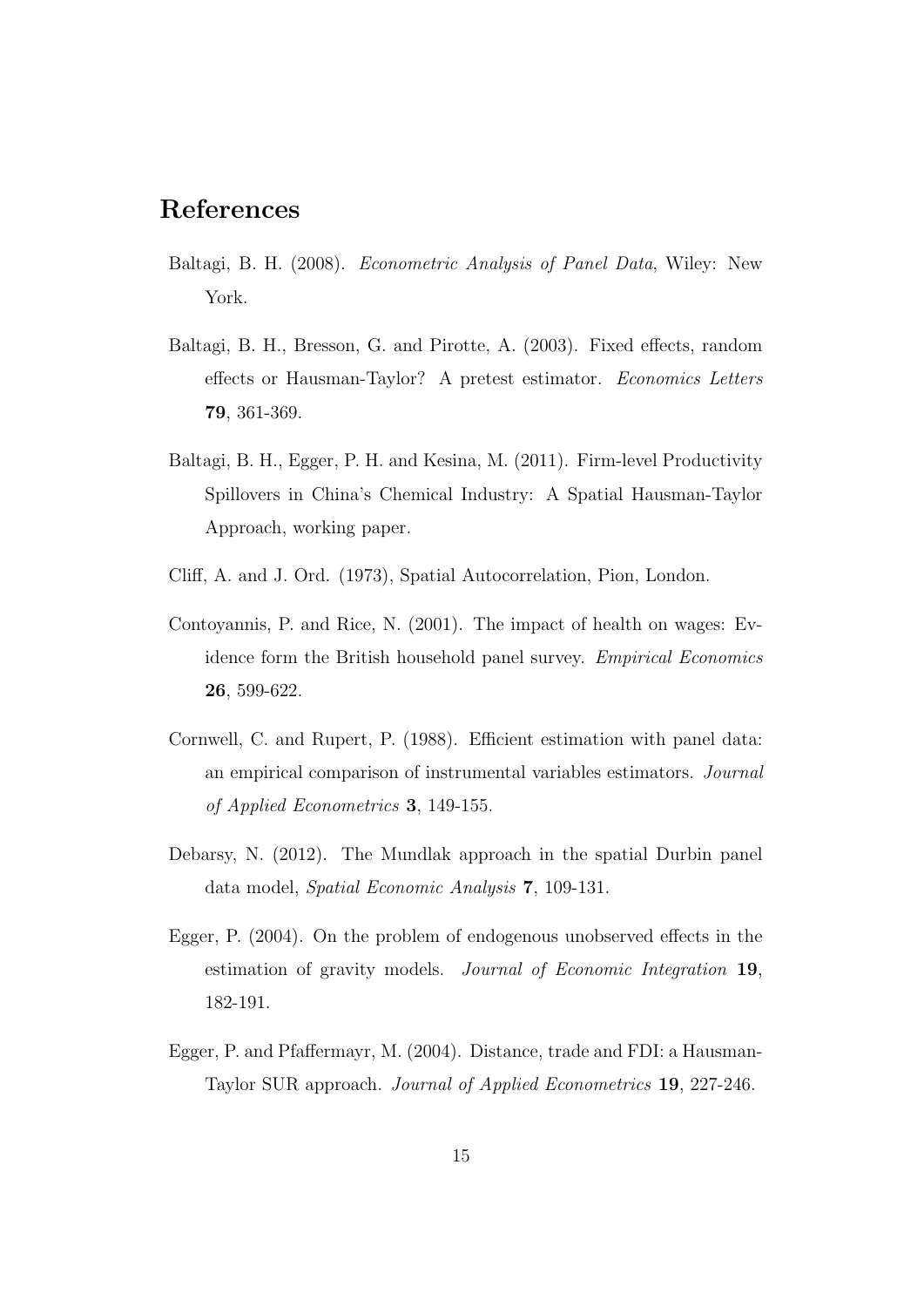# References

Baltagi, B. H. (2008). *Econometric Analysis of Panel Data*, Wiley: New York.

Baltagi, B. H., Bresson, G. and Pirotte, A. (2003). Fixed effects, random effects or Hausman-Taylor? A pretest estimator. *Economics Letters* **79**, 361-369.

Baltagi, B. H., Egger, P. H. and Kesina, M. (2011). Firm-level Productivity Spillovers in China's Chemical Industry: A Spatial Hausman-Taylor Approach, working paper.

Cliff, A. and J. Ord. (1973), Spatial Autocorrelation, Pion, London.

Contoyannis, P. and Rice, N. (2001). The impact of health on wages: Evidence form the British household panel survey. *Empirical Economics* **26**, 599-622.

Cornwell, C. and Rupert, P. (1988). Efficient estimation with panel data: an empirical comparison of instrumental variables estimators. *Journal of Applied Econometrics* **3**, 149-155.

Debarsy, N. (2012). The Mundlak approach in the spatial Durbin panel data model, *Spatial Economic Analysis* **7**, 109-131.

Egger, P. (2004). On the problem of endogenous unobserved effects in the estimation of gravity models. *Journal of Economic Integration* **19**, 182-191.

Egger, P. and Pfaffermayr, M. (2004). Distance, trade and FDI: a Hausman-Taylor SUR approach. *Journal of Applied Econometrics* **19**, 227-246.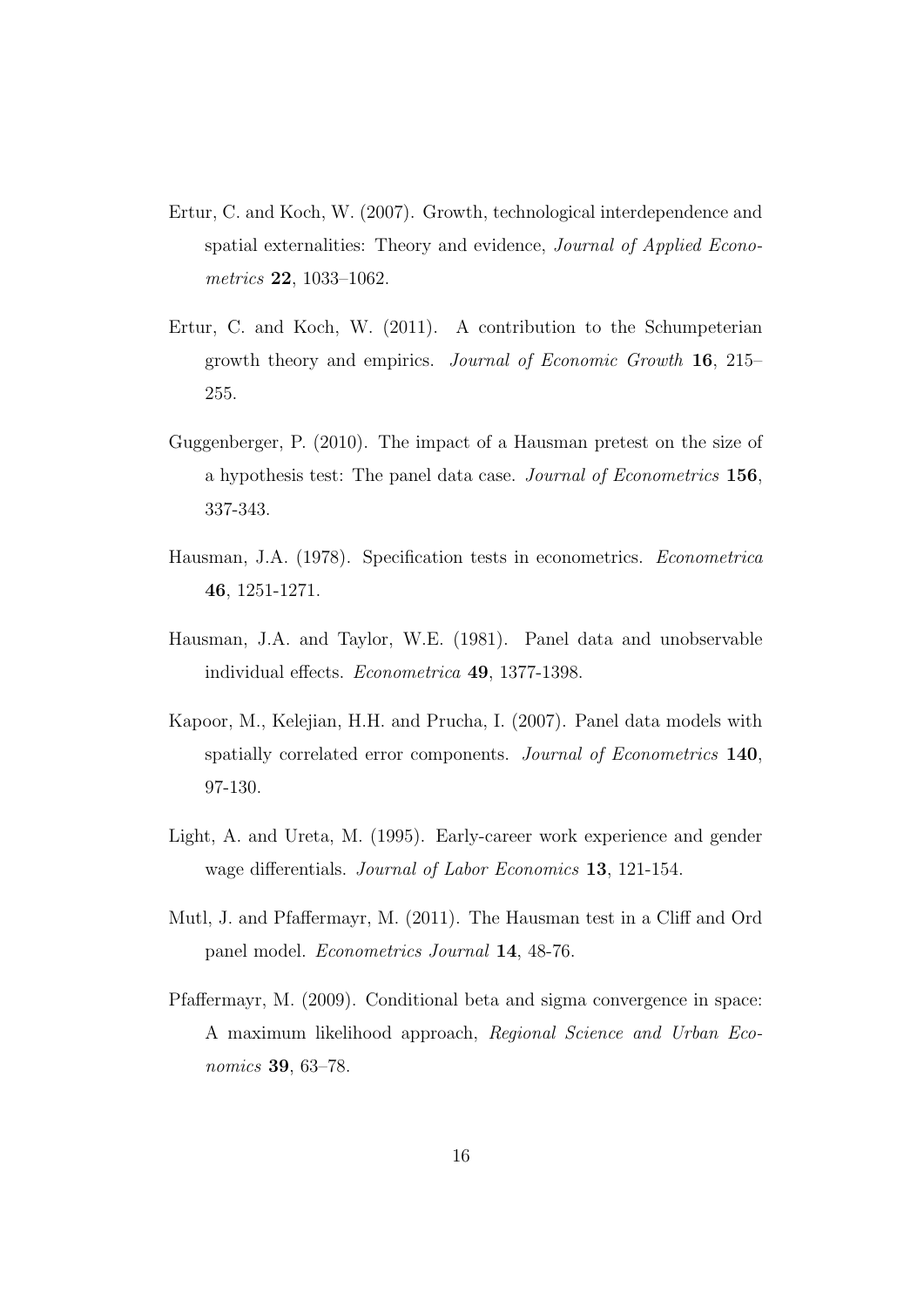Ertur, C. and Koch, W. (2007). Growth, technological interdependence and spatial externalities: Theory and evidence, *Journal of Applied Econometrics* **22**, 1033–1062.

Ertur, C. and Koch, W. (2011). A contribution to the Schumpeterian growth theory and empirics. *Journal of Economic Growth* **16**, 215–255.

Guggenberger, P. (2010). The impact of a Hausman pretest on the size of a hypothesis test: The panel data case. *Journal of Econometrics* **156**, 337-343.

Hausman, J.A. (1978). Specification tests in econometrics. *Econometrica* **46**, 1251-1271.

Hausman, J.A. and Taylor, W.E. (1981). Panel data and unobservable individual effects. *Econometrica* **49**, 1377-1398.

Kapoor, M., Kelejian, H.H. and Prucha, I. (2007). Panel data models with spatially correlated error components. *Journal of Econometrics* **140**, 97-130.

Light, A. and Ureta, M. (1995). Early-career work experience and gender wage differentials. *Journal of Labor Economics* **13**, 121-154.

Mutl, J. and Pfaffermayr, M. (2011). The Hausman test in a Cliff and Ord panel model. *Econometrics Journal* **14**, 48-76.

Pfaffermayr, M. (2009). Conditional beta and sigma convergence in space: A maximum likelihood approach, *Regional Science and Urban Economics* **39**, 63–78.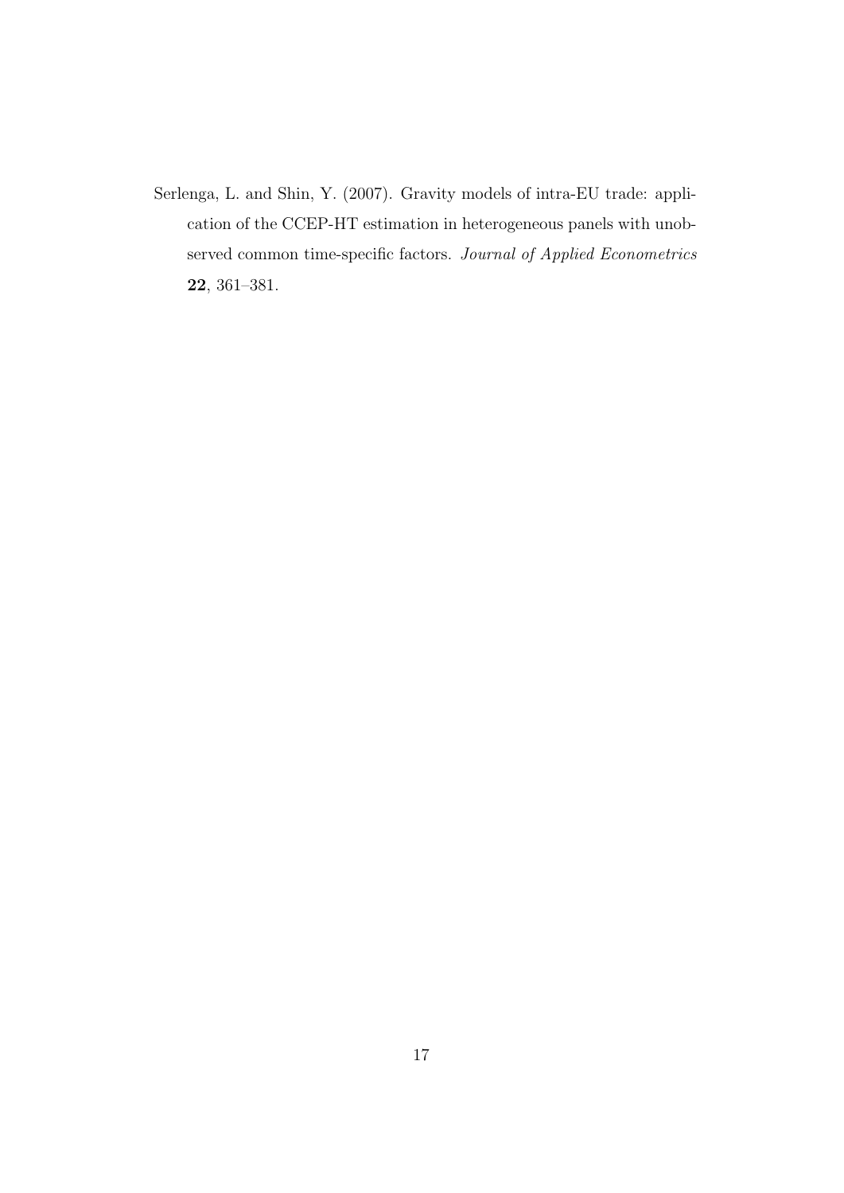Serlenga, L. and Shin, Y. (2007). Gravity models of intra-EU trade: application of the CCEP-HT estimation in heterogeneous panels with unobserved common time-specific factors. *Journal of Applied Econometrics* **22**, 361–381.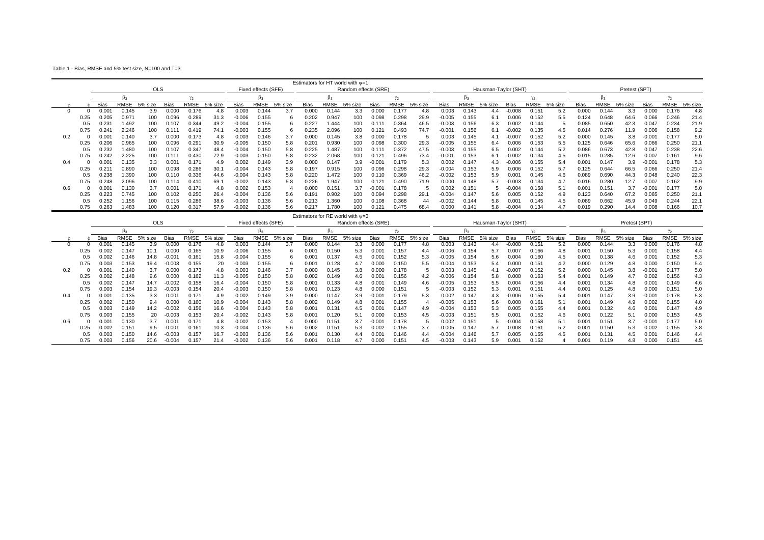Table 1 - Bias, RMSE and 5% test size, N=100 and T=3

Estimators for HT world with $\psi$=1

| | | OLS | | | | | | Fixed effects (SFE) | | | Random effects (SRE) | | | | | | Hausman-Taylor (SHT) | | | | | | Pretest (SPT) | | | | | |
|---|---|---|---|---|---|---|---|---|---|---|---|---|---|---|---|---|---|---|---|---|---|---|---|---|---|---|---|---|
| | | $\beta_3$ | | | $\gamma_2$ | | | $\beta_3$ | | | $\beta_3$ | | | $\gamma_2$ | | | $\beta_3$ | | | $\gamma_2$ | | | $\beta_3$ | | | $\gamma_2$ | | |
| $\rho$ | $\phi$ | Bias | RMSE | 5% size | Bias | RMSE | 5% size | Bias | RMSE | 5% size | Bias | RMSE | 5% size | Bias | RMSE | 5% size | Bias | RMSE | 5% size | Bias | RMSE | 5% size | Bias | RMSE | 5% size | Bias | RMSE | 5% size |
| 0 | 0 | 0.001 | 0.145 | 3.9 | 0.000 | 0.176 | 4.8 | 0.003 | 0.144 | 3.7 | 0.000 | 0.144 | 3.3 | 0.000 | 0.177 | 4.8 | 0.003 | 0.143 | 4.4 | -0.008 | 0.151 | 5.2 | 0.000 | 0.144 | 3.3 | 0.000 | 0.176 | 4.8 |
| | 0.25 | 0.205 | 0.971 | 100 | 0.096 | 0.289 | 31.3 | -0.006 | 0.155 | 6 | 0.202 | 0.947 | 100 | 0.098 | 0.298 | 29.9 | -0.005 | 0.155 | 6.1 | 0.006 | 0.152 | 5.5 | 0.124 | 0.648 | 64.6 | 0.066 | 0.246 | 21.4 |
| | 0.5 | 0.231 | 1.492 | 100 | 0.107 | 0.344 | 49.2 | -0.004 | 0.155 | 6 | 0.227 | 1.444 | 100 | 0.111 | 0.364 | 46.5 | -0.003 | 0.156 | 6.3 | 0.002 | 0.144 | 5 | 0.085 | 0.650 | 42.3 | 0.047 | 0.234 | 21.9 |
| | 0.75 | 0.241 | 2.246 | 100 | 0.111 | 0.419 | 74.1 | -0.003 | 0.155 | 6 | 0.235 | 2.096 | 100 | 0.121 | 0.493 | 74.7 | -0.001 | 0.156 | 6.1 | -0.002 | 0.135 | 4.5 | 0.014 | 0.276 | 11.9 | 0.006 | 0.158 | 9.2 |
| 0.2 | 0 | 0.001 | 0.140 | 3.7 | 0.000 | 0.173 | 4.8 | 0.003 | 0.146 | 3.7 | 0.000 | 0.145 | 3.8 | 0.000 | 0.178 | 5 | 0.003 | 0.145 | 4.1 | -0.007 | 0.152 | 5.2 | 0.000 | 0.145 | 3.8 | -0.001 | 0.177 | 5.0 |
| | 0.25 | 0.206 | 0.965 | 100 | 0.096 | 0.291 | 30.9 | -0.005 | 0.150 | 5.8 | 0.201 | 0.930 | 100 | 0.098 | 0.300 | 29.3 | -0.005 | 0.155 | 6.4 | 0.006 | 0.153 | 5.5 | 0.125 | 0.646 | 65.6 | 0.066 | 0.250 | 21.1 |
| | 0.5 | 0.232 | 1.480 | 100 | 0.107 | 0.347 | 48.4 | -0.004 | 0.150 | 5.8 | 0.225 | 1.487 | 100 | 0.111 | 0.372 | 47.5 | -0.003 | 0.155 | 6.5 | 0.002 | 0.144 | 5.2 | 0.086 | 0.673 | 42.8 | 0.047 | 0.238 | 22.6 |
| | 0.75 | 0.242 | 2.225 | 100 | 0.111 | 0.430 | 72.9 | -0.003 | 0.150 | 5.8 | 0.232 | 2.068 | 100 | 0.121 | 0.496 | 73.4 | -0.001 | 0.153 | 6.1 | -0.002 | 0.134 | 4.5 | 0.015 | 0.285 | 12.6 | 0.007 | 0.161 | 9.6 |
| 0.4 | 0 | 0.001 | 0.135 | 3.3 | 0.001 | 0.171 | 4.9 | 0.002 | 0.149 | 3.9 | 0.000 | 0.147 | 3.9 | -0.001 | 0.179 | 5.3 | 0.002 | 0.147 | 4.3 | -0.006 | 0.155 | 5.4 | 0.001 | 0.147 | 3.9 | -0.001 | 0.178 | 5.3 |
| | 0.25 | 0.211 | 0.890 | 100 | 0.098 | 0.286 | 30.1 | -0.004 | 0.143 | 5.8 | 0.197 | 0.915 | 100 | 0.096 | 0.298 | 29.3 | -0.004 | 0.153 | 5.9 | 0.006 | 0.152 | 5.7 | 0.125 | 0.644 | 66.5 | 0.066 | 0.250 | 21.4 |
| | 0.5 | 0.238 | 1.390 | 100 | 0.110 | 0.336 | 44.6 | -0.004 | 0.143 | 5.8 | 0.220 | 1.472 | 100 | 0.110 | 0.369 | 46.2 | -0.002 | 0.153 | 5.9 | 0.001 | 0.145 | 4.6 | 0.089 | 0.690 | 44.3 | 0.048 | 0.240 | 22.3 |
| | 0.75 | 0.248 | 2.096 | 100 | 0.114 | 0.410 | 69.1 | -0.002 | 0.143 | 5.8 | 0.226 | 1.947 | 100 | 0.121 | 0.490 | 71.9 | 0.000 | 0.148 | 5.7 | -0.003 | 0.134 | 4.7 | 0.016 | 0.280 | 12.7 | 0.007 | 0.162 | 9.9 |
| 0.6 | 0 | 0.001 | 0.130 | 3.7 | 0.001 | 0.171 | 4.8 | 0.002 | 0.153 | 4 | 0.000 | 0.151 | 3.7 | -0.001 | 0.178 | 5 | 0.002 | 0.151 | 5 | -0.004 | 0.158 | 5.1 | 0.001 | 0.151 | 3.7 | -0.001 | 0.177 | 5.0 |
| | 0.25 | 0.223 | 0.745 | 100 | 0.102 | 0.250 | 26.4 | -0.004 | 0.136 | 5.6 | 0.191 | 0.902 | 100 | 0.094 | 0.298 | 29.1 | -0.004 | 0.147 | 5.6 | 0.005 | 0.152 | 4.9 | 0.123 | 0.640 | 67.2 | 0.065 | 0.250 | 21.1 |
| | 0.5 | 0.252 | 1.156 | 100 | 0.115 | 0.286 | 38.6 | -0.003 | 0.136 | 5.6 | 0.213 | 1.360 | 100 | 0.108 | 0.368 | 44 | -0.002 | 0.144 | 5.8 | 0.001 | 0.145 | 4.5 | 0.089 | 0.662 | 45.9 | 0.049 | 0.244 | 22.1 |
| | 0.75 | 0.263 | 1.483 | 100 | 0.120 | 0.317 | 57.9 | -0.002 | 0.136 | 5.6 | 0.217 | 1.780 | 100 | 0.121 | 0.475 | 68.4 | 0.000 | 0.141 | 5.8 | -0.004 | 0.134 | 4.7 | 0.019 | 0.290 | 14.4 | 0.008 | 0.166 | 10.7 |

Estimators for RE world with $\psi$=0

| | | OLS | | | | | | Fixed effects (SFE) | | | Random effects (SRE) | | | | | | Hausman-Taylor (SHT) | | | | | | Pretest (SPT) | | | | | |
|---|---|---|---|---|---|---|---|---|---|---|---|---|---|---|---|---|---|---|---|---|---|---|---|---|---|---|---|---|
| | | $\beta_3$ | | | $\gamma_2$ | | | $\beta_3$ | | | $\beta_3$ | | | $\gamma_2$ | | | $\beta_3$ | | | $\gamma_2$ | | | $\beta_3$ | | | $\gamma_2$ | | |
| $\rho$ | $\phi$ | Bias | RMSE | 5% size | Bias | RMSE | 5% size | Bias | RMSE | 5% size | Bias | RMSE | 5% size | Bias | RMSE | 5% size | Bias | RMSE | 5% size | Bias | RMSE | 5% size | Bias | RMSE | 5% size | Bias | RMSE | 5% size |
| 0 | 0 | 0.001 | 0.145 | 3.9 | 0.000 | 0.176 | 4.8 | 0.003 | 0.144 | 3.7 | 0.000 | 0.144 | 3.3 | 0.000 | 0.177 | 4.8 | 0.003 | 0.143 | 4.4 | -0.008 | 0.151 | 5.2 | 0.000 | 0.144 | 3.3 | 0.000 | 0.176 | 4.8 |
| | 0.25 | 0.002 | 0.147 | 10.1 | 0.000 | 0.165 | 10.9 | -0.006 | 0.155 | 6 | 0.001 | 0.150 | 5.3 | 0.001 | 0.157 | 4.4 | -0.006 | 0.154 | 5.7 | 0.007 | 0.166 | 4.8 | 0.001 | 0.150 | 5.3 | 0.001 | 0.158 | 4.4 |
| | 0.5 | 0.002 | 0.146 | 14.8 | -0.001 | 0.161 | 15.8 | -0.004 | 0.155 | 6 | 0.001 | 0.137 | 4.5 | 0.001 | 0.152 | 5.3 | -0.005 | 0.154 | 5.6 | 0.004 | 0.160 | 4.5 | 0.001 | 0.138 | 4.6 | 0.001 | 0.152 | 5.3 |
| | 0.75 | 0.003 | 0.153 | 19.4 | -0.003 | 0.155 | 20 | -0.003 | 0.155 | 6 | 0.001 | 0.128 | 4.7 | 0.000 | 0.150 | 5.5 | -0.004 | 0.153 | 5.4 | 0.000 | 0.151 | 4.2 | 0.000 | 0.129 | 4.8 | 0.000 | 0.150 | 5.4 |
| 0.2 | 0 | 0.001 | 0.140 | 3.7 | 0.000 | 0.173 | 4.8 | 0.003 | 0.146 | 3.7 | 0.000 | 0.145 | 3.8 | 0.000 | 0.178 | 5 | 0.003 | 0.145 | 4.1 | -0.007 | 0.152 | 5.2 | 0.000 | 0.145 | 3.8 | -0.001 | 0.177 | 5.0 |
| | 0.25 | 0.002 | 0.148 | 9.6 | 0.000 | 0.162 | 11.3 | -0.005 | 0.150 | 5.8 | 0.002 | 0.149 | 4.6 | 0.001 | 0.156 | 4.2 | -0.006 | 0.154 | 5.8 | 0.008 | 0.163 | 5.4 | 0.001 | 0.149 | 4.7 | 0.002 | 0.156 | 4.3 |
| | 0.5 | 0.002 | 0.147 | 14.7 | -0.002 | 0.158 | 16.4 | -0.004 | 0.150 | 5.8 | 0.001 | 0.133 | 4.8 | 0.001 | 0.149 | 4.6 | -0.005 | 0.153 | 5.5 | 0.004 | 0.156 | 4.4 | 0.001 | 0.134 | 4.8 | 0.001 | 0.149 | 4.6 |
| | 0.75 | 0.003 | 0.154 | 19.3 | -0.003 | 0.154 | 20.4 | -0.003 | 0.150 | 5.8 | 0.001 | 0.123 | 4.8 | 0.000 | 0.151 | 5 | -0.003 | 0.152 | 5.3 | 0.001 | 0.151 | 4.4 | 0.001 | 0.125 | 4.8 | 0.000 | 0.151 | 5.0 |
| 0.4 | 0 | 0.001 | 0.135 | 3.3 | 0.001 | 0.171 | 4.9 | 0.002 | 0.149 | 3.9 | 0.000 | 0.147 | 3.9 | -0.001 | 0.179 | 5.3 | 0.002 | 0.147 | 4.3 | -0.006 | 0.155 | 5.4 | 0.001 | 0.147 | 3.9 | -0.001 | 0.178 | 5.3 |
| | 0.25 | 0.002 | 0.150 | 9.4 | 0.000 | 0.160 | 10.9 | -0.004 | 0.143 | 5.8 | 0.002 | 0.149 | 4.8 | 0.001 | 0.155 | 4 | -0.005 | 0.153 | 5.6 | 0.008 | 0.161 | 5.1 | 0.001 | 0.149 | 4.9 | 0.002 | 0.155 | 4.0 |
| | 0.5 | 0.003 | 0.149 | 14.2 | -0.002 | 0.156 | 16.6 | -0.004 | 0.143 | 5.8 | 0.001 | 0.131 | 4.5 | 0.001 | 0.147 | 4.9 | -0.004 | 0.153 | 5.3 | 0.005 | 0.155 | 4.4 | 0.001 | 0.132 | 4.6 | 0.001 | 0.147 | 4.9 |
| | 0.75 | 0.003 | 0.155 | 20 | -0.003 | 0.153 | 20.4 | -0.002 | 0.143 | 5.8 | 0.001 | 0.120 | 5.1 | 0.000 | 0.153 | 4.5 | -0.003 | 0.151 | 5.5 | 0.001 | 0.152 | 4.6 | 0.001 | 0.122 | 5.1 | 0.000 | 0.153 | 4.5 |
| 0.6 | 0 | 0.001 | 0.130 | 3.7 | 0.001 | 0.171 | 4.8 | 0.002 | 0.153 | 4 | 0.000 | 0.151 | 3.7 | -0.001 | 0.178 | 5 | 0.002 | 0.151 | 5 | -0.004 | 0.158 | 5.1 | 0.001 | 0.151 | 3.7 | -0.001 | 0.177 | 5.0 |
| | 0.25 | 0.002 | 0.151 | 9.5 | -0.001 | 0.161 | 10.3 | -0.004 | 0.136 | 5.6 | 0.002 | 0.151 | 5.3 | 0.002 | 0.155 | 3.7 | -0.005 | 0.147 | 5.7 | 0.008 | 0.161 | 5.2 | 0.001 | 0.150 | 5.3 | 0.002 | 0.155 | 3.8 |
| | 0.5 | 0.003 | 0.150 | 14.6 | -0.003 | 0.157 | 16.7 | -0.003 | 0.136 | 5.6 | 0.001 | 0.130 | 4.4 | 0.001 | 0.146 | 4.4 | -0.004 | 0.146 | 5.7 | 0.005 | 0.155 | 4.5 | 0.001 | 0.131 | 4.5 | 0.001 | 0.146 | 4.4 |
| | 0.75 | 0.003 | 0.156 | 20.6 | -0.004 | 0.157 | 21.4 | -0.002 | 0.136 | 5.6 | 0.001 | 0.118 | 4.7 | 0.000 | 0.151 | 4.5 | -0.003 | 0.143 | 5.9 | 0.001 | 0.152 | 4 | 0.001 | 0.119 | 4.8 | 0.000 | 0.151 | 4.5 |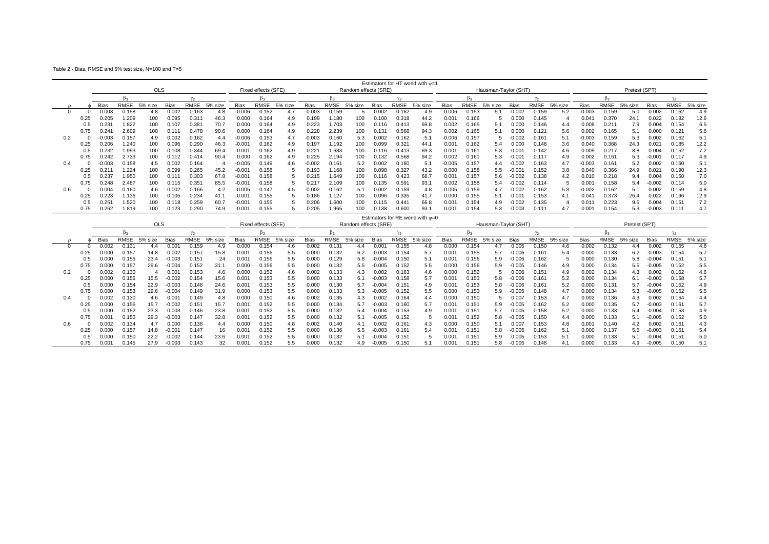Table 2 - Bias, RMSE and 5% test size, N=100 and T=5

| | | Estimators for HT world with $\psi$=1 | | | | | | | | | | | | | | | | | | | | | | | | | | | | | | | | | | | | | | |
|---|---|---|---|---|---|---|---|---|---|---|---|---|---|---|---|---|---|---|---|---|---|---|---|---|---|---|---|---|---|---|---|---|---|---|---|---|---|---|---|---|
| | | OLS | | | | | | Fixed effects (SFE) | | | Random effects (SRE) | | | | | | Hausman-Taylor (SHT) | | | | | | Pretest (SPT) | | | | | |
| | | $\beta_3$ | | | $\gamma_2$ | | | $\beta_3$ | | | $\beta_3$ | | | $\gamma_2$ | | | $\beta_3$ | | | $\gamma_2$ | | | $\beta_3$ | | | $\gamma_2$ | | |
| $\rho$ | $\phi$ | Bias | RMSE | 5% size | Bias | RMSE | 5% size | Bias | RMSE | 5% size | Bias | RMSE | 5% size | Bias | RMSE | 5% size | Bias | RMSE | 5% size | Bias | RMSE | 5% size | Bias | RMSE | 5% size | Bias | RMSE | 5% size |
| 0 | 0 | -0.003 | 0.158 | 4.8 | 0.002 | 0.163 | 4.8 | -0.006 | 0.152 | 4.7 | -0.003 | 0.159 | 5 | 0.002 | 0.162 | 4.9 | -0.006 | 0.153 | 5.1 | -0.002 | 0.159 | 5.2 | -0.003 | 0.159 | 5.0 | 0.002 | 0.162 | 4.9 |
| | 0.25 | 0.205 | 1.209 | 100 | 0.095 | 0.311 | 46.3 | 0.000 | 0.164 | 4.9 | 0.199 | 1.180 | 100 | 0.100 | 0.318 | 44.2 | 0.001 | 0.166 | 5 | 0.000 | 0.145 | 4 | 0.041 | 0.370 | 24.1 | 0.022 | 0.182 | 12.6 |
| | 0.5 | 0.231 | 1.822 | 100 | 0.107 | 0.381 | 70.7 | 0.000 | 0.164 | 4.9 | 0.223 | 1.703 | 100 | 0.116 | 0.413 | 69.8 | 0.002 | 0.165 | 5.1 | 0.000 | 0.146 | 4.4 | 0.008 | 0.211 | 7.9 | 0.004 | 0.154 | 6.5 |
| | 0.75 | 0.241 | 2.609 | 100 | 0.111 | 0.478 | 90.6 | 0.000 | 0.164 | 4.9 | 0.228 | 2.239 | 100 | 0.131 | 0.568 | 94.3 | 0.002 | 0.165 | 5.1 | 0.000 | 0.121 | 5.6 | 0.002 | 0.165 | 5.1 | 0.000 | 0.121 | 5.6 |
| 0.2 | 0 | -0.003 | 0.157 | 4.9 | 0.002 | 0.162 | 4.4 | -0.006 | 0.153 | 4.7 | -0.003 | 0.160 | 5.3 | 0.002 | 0.162 | 5.1 | -0.006 | 0.157 | 5 | -0.002 | 0.161 | 5.1 | -0.003 | 0.159 | 5.3 | 0.002 | 0.162 | 5.1 |
| | 0.25 | 0.206 | 1.240 | 100 | 0.096 | 0.290 | 46.3 | -0.001 | 0.162 | 4.9 | 0.197 | 1.192 | 100 | 0.099 | 0.321 | 44.1 | 0.001 | 0.162 | 5.4 | 0.000 | 0.148 | 3.6 | 0.040 | 0.368 | 24.3 | 0.021 | 0.185 | 12.2 |
| | 0.5 | 0.232 | 1.993 | 100 | 0.108 | 0.344 | 69.4 | -0.001 | 0.162 | 4.9 | 0.221 | 1.683 | 100 | 0.116 | 0.413 | 69.3 | 0.001 | 0.161 | 5.3 | -0.001 | 0.142 | 4.6 | 0.009 | 0.217 | 8.8 | 0.004 | 0.152 | 7.2 |
| | 0.75 | 0.242 | 2.733 | 100 | 0.112 | 0.414 | 90.4 | 0.000 | 0.162 | 4.9 | 0.225 | 2.194 | 100 | 0.132 | 0.568 | 94.2 | 0.002 | 0.161 | 5.3 | -0.001 | 0.117 | 4.9 | 0.002 | 0.161 | 5.3 | -0.001 | 0.117 | 4.9 |
| 0.4 | 0 | -0.003 | 0.158 | 4.5 | 0.002 | 0.164 | 4 | -0.005 | 0.149 | 4.6 | -0.002 | 0.161 | 5.2 | 0.002 | 0.160 | 5.1 | -0.005 | 0.157 | 4.4 | -0.002 | 0.163 | 4.7 | -0.003 | 0.161 | 5.2 | 0.002 | 0.160 | 5.1 |
| | 0.25 | 0.211 | 1.224 | 100 | 0.099 | 0.265 | 45.2 | -0.001 | 0.158 | 5 | 0.193 | 1.168 | 100 | 0.098 | 0.327 | 43.2 | 0.000 | 0.158 | 5.5 | -0.001 | 0.152 | 3.8 | 0.040 | 0.366 | 24.9 | 0.021 | 0.190 | 12.3 |
| | 0.5 | 0.237 | 1.950 | 100 | 0.111 | 0.303 | 67.8 | -0.001 | 0.158 | 5 | 0.215 | 1.649 | 100 | 0.116 | 0.423 | 68.7 | 0.001 | 0.157 | 5.6 | -0.002 | 0.138 | 4.2 | 0.010 | 0.218 | 9.4 | 0.004 | 0.150 | 7.0 |
| | 0.75 | 0.248 | 2.487 | 100 | 0.115 | 0.351 | 85.5 | -0.001 | 0.158 | 5 | 0.217 | 2.109 | 100 | 0.135 | 0.591 | 93.1 | 0.002 | 0.158 | 5.4 | -0.002 | 0.114 | 5 | 0.001 | 0.158 | 5.4 | -0.002 | 0.114 | 5.0 |
| 0.6 | 0 | -0.004 | 0.160 | 4.6 | 0.002 | 0.166 | 4.2 | -0.005 | 0.147 | 4.5 | -0.002 | 0.162 | 5.1 | 0.002 | 0.159 | 4.8 | -0.005 | 0.159 | 4.7 | -0.002 | 0.162 | 5.3 | -0.002 | 0.162 | 5.1 | 0.002 | 0.159 | 4.8 |
| | 0.25 | 0.223 | 1.136 | 100 | 0.105 | 0.234 | 41.1 | -0.001 | 0.155 | 5 | 0.186 | 1.127 | 100 | 0.096 | 0.335 | 41.7 | 0.000 | 0.155 | 5.1 | -0.001 | 0.153 | 4.1 | 0.041 | 0.373 | 26.4 | 0.022 | 0.196 | 12.9 |
| | 0.5 | 0.251 | 1.520 | 100 | 0.118 | 0.259 | 60.7 | -0.001 | 0.155 | 5 | 0.206 | 1.600 | 100 | 0.115 | 0.441 | 66.8 | 0.001 | 0.154 | 4.9 | -0.002 | 0.135 | 4 | 0.011 | 0.223 | 9.5 | 0.004 | 0.151 | 7.2 |
| | 0.75 | 0.262 | 1.819 | 100 | 0.123 | 0.290 | 74.9 | -0.001 | 0.155 | 5 | 0.205 | 1.965 | 100 | 0.138 | 0.600 | 93.1 | 0.001 | 0.154 | 5.3 | -0.003 | 0.111 | 4.7 | 0.001 | 0.154 | 5.3 | -0.003 | 0.111 | 4.7 |

| | | Estimators for RE world with $\psi$=0 | | | | | | | | | | | | | | | | | | | | | | | | | | |
|---|---|---|---|---|---|---|---|---|---|---|---|---|---|---|---|---|---|---|---|---|---|---|---|---|---|---|---|---|
| | | OLS | | | | | | Fixed effects (SFE) | | | Random effects (SRE) | | | | | | Hausman-Taylor (SHT) | | | | | | Pretest (SPT) | | | | | |
| | | $\beta_3$ | | | $\gamma_2$ | | | $\beta_3$ | | | $\beta_3$ | | | $\gamma_2$ | | | $\beta_3$ | | | $\gamma_2$ | | | $\beta_3$ | | | $\gamma_2$ | | |
| $\rho$ | $\phi$ | Bias | RMSE | 5% size | Bias | RMSE | 5% size | Bias | RMSE | 5% size | Bias | RMSE | 5% size | Bias | RMSE | 5% size | Bias | RMSE | 5% size | Bias | RMSE | 5% size | Bias | RMSE | 5% size | Bias | RMSE | 5% size |
| 0 | 0 | 0.002 | 0.131 | 4.4 | 0.001 | 0.159 | 4.9 | 0.000 | 0.154 | 4.6 | 0.002 | 0.131 | 4.4 | 0.001 | 0.155 | 4.8 | 0.000 | 0.154 | 4.7 | 0.005 | 0.150 | 4.6 | 0.002 | 0.132 | 4.4 | 0.002 | 0.155 | 4.8 |
| | 0.25 | 0.000 | 0.157 | 14.8 | -0.002 | 0.157 | 15.8 | 0.001 | 0.156 | 5.5 | 0.000 | 0.132 | 6.2 | -0.003 | 0.154 | 5.7 | 0.001 | 0.155 | 5.7 | -0.006 | 0.161 | 5.4 | 0.000 | 0.133 | 6.2 | -0.003 | 0.154 | 5.7 |
| | 0.5 | 0.000 | 0.156 | 23.4 | -0.003 | 0.151 | 24 | 0.001 | 0.156 | 5.5 | 0.000 | 0.129 | 5.8 | -0.004 | 0.150 | 5.1 | 0.001 | 0.156 | 5.9 | -0.006 | 0.162 | 5 | 0.000 | 0.130 | 5.8 | -0.004 | 0.151 | 5.1 |
| | 0.75 | 0.000 | 0.157 | 29.6 | -0.004 | 0.152 | 31.1 | 0.000 | 0.156 | 5.5 | 0.000 | 0.132 | 5.5 | -0.005 | 0.152 | 5.5 | 0.000 | 0.156 | 5.9 | -0.005 | 0.146 | 4.9 | 0.000 | 0.134 | 5.5 | -0.005 | 0.152 | 5.5 |
| 0.2 | 0 | 0.002 | 0.130 | 4 | 0.001 | 0.153 | 4.6 | 0.000 | 0.152 | 4.6 | 0.002 | 0.133 | 4.3 | 0.002 | 0.163 | 4.6 | 0.000 | 0.152 | 5 | 0.006 | 0.151 | 4.9 | 0.002 | 0.134 | 4.3 | 0.002 | 0.162 | 4.6 |
| | 0.25 | 0.000 | 0.156 | 15.5 | -0.002 | 0.154 | 15.6 | 0.001 | 0.153 | 5.5 | 0.000 | 0.133 | 6.1 | -0.003 | 0.158 | 5.7 | 0.001 | 0.153 | 5.8 | -0.006 | 0.161 | 5.2 | 0.000 | 0.134 | 6.1 | -0.003 | 0.158 | 5.7 |
| | 0.5 | 0.000 | 0.154 | 22.9 | -0.003 | 0.148 | 24.6 | 0.001 | 0.153 | 5.5 | 0.000 | 0.130 | 5.7 | -0.004 | 0.151 | 4.9 | 0.001 | 0.153 | 5.8 | -0.006 | 0.161 | 5.2 | 0.000 | 0.131 | 5.7 | -0.004 | 0.152 | 4.9 |
| | 0.75 | 0.000 | 0.153 | 29.6 | -0.004 | 0.149 | 31.9 | 0.000 | 0.153 | 5.5 | 0.000 | 0.133 | 5.3 | -0.005 | 0.152 | 5.5 | 0.000 | 0.153 | 5.9 | -0.005 | 0.148 | 4.7 | 0.000 | 0.134 | 5.3 | -0.005 | 0.152 | 5.5 |
| 0.4 | 0 | 0.002 | 0.130 | 4.6 | 0.001 | 0.149 | 4.8 | 0.000 | 0.150 | 4.6 | 0.002 | 0.135 | 4.3 | 0.002 | 0.164 | 4.4 | 0.000 | 0.150 | 5 | 0.007 | 0.153 | 4.7 | 0.002 | 0.136 | 4.3 | 0.002 | 0.164 | 4.4 |
| | 0.25 | 0.000 | 0.156 | 15.7 | -0.002 | 0.151 | 15.7 | 0.001 | 0.152 | 5.5 | 0.000 | 0.134 | 5.7 | -0.003 | 0.160 | 5.7 | 0.001 | 0.151 | 5.9 | -0.005 | 0.162 | 5.2 | 0.000 | 0.135 | 5.7 | -0.003 | 0.161 | 5.7 |
| | 0.5 | 0.000 | 0.152 | 23.3 | -0.003 | 0.146 | 23.8 | 0.001 | 0.152 | 5.5 | 0.000 | 0.132 | 5.4 | -0.004 | 0.153 | 4.9 | 0.001 | 0.151 | 5.7 | -0.005 | 0.158 | 5.2 | 0.000 | 0.133 | 5.4 | -0.004 | 0.153 | 4.9 |
| | 0.75 | 0.001 | 0.150 | 29.3 | -0.003 | 0.147 | 32.8 | 0.001 | 0.152 | 5.5 | 0.000 | 0.132 | 5.1 | -0.005 | 0.152 | 5 | 0.001 | 0.152 | 5.8 | -0.005 | 0.150 | 4.4 | 0.000 | 0.133 | 5.1 | -0.005 | 0.152 | 5.0 |
| 0.6 | 0 | 0.002 | 0.134 | 4.7 | 0.000 | 0.138 | 4.4 | 0.000 | 0.150 | 4.8 | 0.002 | 0.140 | 4.1 | 0.002 | 0.161 | 4.3 | 0.000 | 0.150 | 5.1 | 0.007 | 0.153 | 4.8 | 0.001 | 0.140 | 4.2 | 0.002 | 0.161 | 4.3 |
| | 0.25 | 0.000 | 0.157 | 14.8 | -0.001 | 0.147 | 16 | 0.001 | 0.152 | 5.5 | 0.000 | 0.136 | 5.5 | -0.003 | 0.161 | 5.4 | 0.001 | 0.151 | 5.8 | -0.005 | 0.162 | 5.1 | 0.000 | 0.137 | 5.5 | -0.003 | 0.161 | 5.4 |
| | 0.5 | 0.000 | 0.150 | 22.2 | -0.002 | 0.144 | 23.6 | 0.001 | 0.152 | 5.5 | 0.000 | 0.132 | 5.1 | -0.004 | 0.151 | 5 | 0.001 | 0.151 | 5.9 | -0.005 | 0.153 | 5.1 | 0.000 | 0.133 | 5.1 | -0.004 | 0.151 | 5.0 |
| | 0.75 | 0.001 | 0.145 | 27.9 | -0.003 | 0.143 | 32 | 0.001 | 0.152 | 5.5 | 0.000 | 0.132 | 4.9 | -0.005 | 0.150 | 5.1 | 0.001 | 0.151 | 5.8 | -0.005 | 0.148 | 4.1 | 0.000 | 0.133 | 4.9 | -0.005 | 0.150 | 5.1 |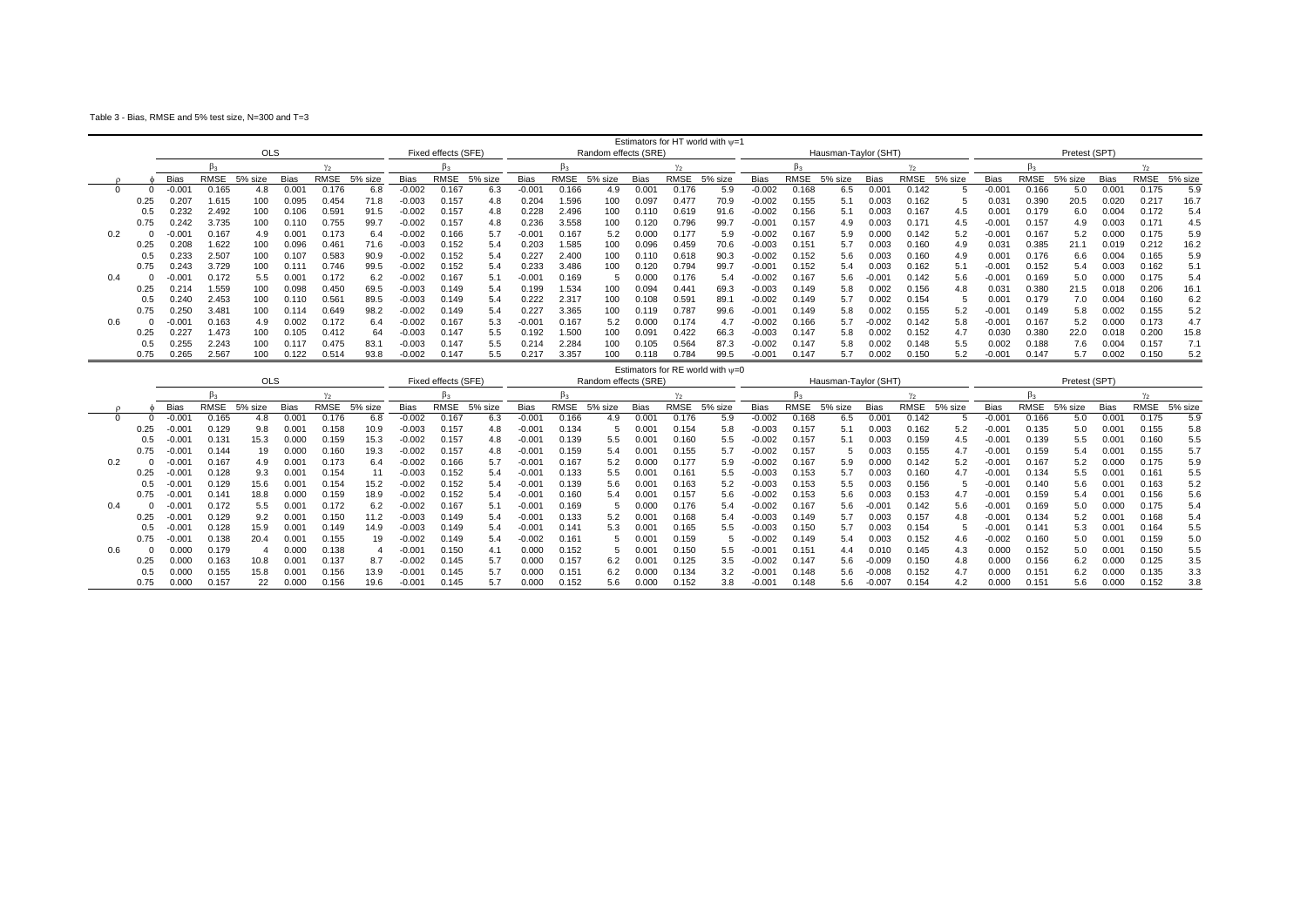Table 3 - Bias, RMSE and 5% test size, N=300 and T=3

**Estimators for HT world with $\psi$=1**

| $\rho$ | $\phi$ | OLS $\beta_3$ Bias | OLS $\beta_3$ RMSE | OLS $\beta_3$ 5% size | OLS $\gamma_2$ Bias | OLS $\gamma_2$ RMSE | OLS $\gamma_2$ 5% size | SFE $\beta_3$ Bias | SFE $\beta_3$ RMSE | SFE $\beta_3$ 5% size | SRE $\beta_3$ Bias | SRE $\beta_3$ RMSE | SRE $\beta_3$ 5% size | SRE $\gamma_2$ Bias | SRE $\gamma_2$ RMSE | SRE $\gamma_2$ 5% size | SHT $\beta_3$ Bias | SHT $\beta_3$ RMSE | SHT $\beta_3$ 5% size | SHT $\gamma_2$ Bias | SHT $\gamma_2$ RMSE | SHT $\gamma_2$ 5% size | SPT $\beta_3$ Bias | SPT $\beta_3$ RMSE | SPT $\beta_3$ 5% size | SPT $\gamma_2$ Bias | SPT $\gamma_2$ RMSE | SPT $\gamma_2$ 5% size |
|---|---|---|---|---|---|---|---|---|---|---|---|---|---|---|---|---|---|---|---|---|---|---|---|---|---|---|---|---|
| 0 | 0 | -0.001 | 0.165 | 4.8 | 0.001 | 0.176 | 6.8 | -0.002 | 0.167 | 6.3 | -0.001 | 0.166 | 4.9 | 0.001 | 0.176 | 5.9 | -0.002 | 0.168 | 6.5 | 0.001 | 0.142 | 5 | -0.001 | 0.166 | 5.0 | 0.001 | 0.175 | 5.9 |
| | 0.25 | 0.207 | 1.615 | 100 | 0.095 | 0.454 | 71.8 | -0.003 | 0.157 | 4.8 | 0.204 | 1.596 | 100 | 0.097 | 0.477 | 70.9 | -0.002 | 0.155 | 5.1 | 0.003 | 0.162 | 5 | 0.031 | 0.390 | 20.5 | 0.020 | 0.217 | 16.7 |
| | 0.5 | 0.232 | 2.492 | 100 | 0.106 | 0.591 | 91.5 | -0.002 | 0.157 | 4.8 | 0.228 | 2.496 | 100 | 0.110 | 0.619 | 91.6 | -0.002 | 0.156 | 5.1 | 0.003 | 0.167 | 4.5 | 0.001 | 0.179 | 6.0 | 0.004 | 0.172 | 5.4 |
| | 0.75 | 0.242 | 3.735 | 100 | 0.110 | 0.755 | 99.7 | -0.002 | 0.157 | 4.8 | 0.236 | 3.558 | 100 | 0.120 | 0.796 | 99.7 | -0.001 | 0.157 | 4.9 | 0.003 | 0.171 | 4.5 | -0.001 | 0.157 | 4.9 | 0.003 | 0.171 | 4.5 |
| 0.2 | 0 | -0.001 | 0.167 | 4.9 | 0.001 | 0.173 | 6.4 | -0.002 | 0.166 | 5.7 | -0.001 | 0.167 | 5.2 | 0.000 | 0.177 | 5.9 | -0.002 | 0.167 | 5.9 | 0.000 | 0.142 | 5.2 | -0.001 | 0.167 | 5.2 | 0.000 | 0.175 | 5.9 |
| | 0.25 | 0.208 | 1.622 | 100 | 0.096 | 0.461 | 71.6 | -0.003 | 0.152 | 5.4 | 0.203 | 1.585 | 100 | 0.096 | 0.459 | 70.6 | -0.003 | 0.151 | 5.7 | 0.003 | 0.160 | 4.9 | 0.031 | 0.385 | 21.1 | 0.019 | 0.212 | 16.2 |
| | 0.5 | 0.233 | 2.507 | 100 | 0.107 | 0.583 | 90.9 | -0.002 | 0.152 | 5.4 | 0.227 | 2.400 | 100 | 0.110 | 0.618 | 90.3 | -0.002 | 0.152 | 5.6 | 0.003 | 0.160 | 4.9 | 0.001 | 0.176 | 6.6 | 0.004 | 0.165 | 5.9 |
| | 0.75 | 0.243 | 3.729 | 100 | 0.111 | 0.746 | 99.5 | -0.002 | 0.152 | 5.4 | 0.233 | 3.486 | 100 | 0.120 | 0.794 | 99.7 | -0.001 | 0.152 | 5.4 | 0.003 | 0.162 | 5.1 | -0.001 | 0.152 | 5.4 | 0.003 | 0.162 | 5.1 |
| 0.4 | 0 | -0.001 | 0.172 | 5.5 | 0.001 | 0.172 | 6.2 | -0.002 | 0.167 | 5.1 | -0.001 | 0.169 | 5 | 0.000 | 0.176 | 5.4 | -0.002 | 0.167 | 5.6 | -0.001 | 0.142 | 5.6 | -0.001 | 0.169 | 5.0 | 0.000 | 0.175 | 5.4 |
| | 0.25 | 0.214 | 1.559 | 100 | 0.098 | 0.450 | 69.5 | -0.003 | 0.149 | 5.4 | 0.199 | 1.534 | 100 | 0.094 | 0.441 | 69.3 | -0.003 | 0.149 | 5.8 | 0.002 | 0.156 | 4.8 | 0.031 | 0.380 | 21.5 | 0.018 | 0.206 | 16.1 |
| | 0.5 | 0.240 | 2.453 | 100 | 0.110 | 0.561 | 89.5 | -0.003 | 0.149 | 5.4 | 0.222 | 2.317 | 100 | 0.108 | 0.591 | 89.1 | -0.002 | 0.149 | 5.7 | 0.002 | 0.154 | 5 | 0.001 | 0.179 | 7.0 | 0.004 | 0.160 | 6.2 |
| | 0.75 | 0.250 | 3.481 | 100 | 0.114 | 0.649 | 98.2 | -0.002 | 0.149 | 5.4 | 0.227 | 3.365 | 100 | 0.119 | 0.787 | 99.6 | -0.001 | 0.149 | 5.8 | 0.002 | 0.155 | 5.2 | -0.001 | 0.149 | 5.8 | 0.002 | 0.155 | 5.2 |
| 0.6 | 0 | -0.001 | 0.163 | 4.9 | 0.002 | 0.172 | 6.4 | -0.002 | 0.167 | 5.3 | -0.001 | 0.167 | 5.2 | 0.000 | 0.174 | 4.7 | -0.002 | 0.166 | 5.7 | -0.002 | 0.142 | 5.8 | -0.001 | 0.167 | 5.2 | 0.000 | 0.173 | 4.7 |
| | 0.25 | 0.227 | 1.473 | 100 | 0.105 | 0.412 | 64 | -0.003 | 0.147 | 5.5 | 0.192 | 1.500 | 100 | 0.091 | 0.422 | 66.3 | -0.003 | 0.147 | 5.8 | 0.002 | 0.152 | 4.7 | 0.030 | 0.380 | 22.0 | 0.018 | 0.200 | 15.8 |
| | 0.5 | 0.255 | 2.243 | 100 | 0.117 | 0.475 | 83.1 | -0.003 | 0.147 | 5.5 | 0.214 | 2.284 | 100 | 0.105 | 0.564 | 87.3 | -0.002 | 0.147 | 5.8 | 0.002 | 0.148 | 5.5 | 0.002 | 0.188 | 7.6 | 0.004 | 0.157 | 7.1 |
| | 0.75 | 0.265 | 2.567 | 100 | 0.122 | 0.514 | 93.8 | -0.002 | 0.147 | 5.5 | 0.217 | 3.357 | 100 | 0.118 | 0.784 | 99.5 | -0.001 | 0.147 | 5.7 | 0.002 | 0.150 | 5.2 | -0.001 | 0.147 | 5.7 | 0.002 | 0.150 | 5.2 |

**Estimators for RE world with $\psi$=0**

| $\rho$ | $\phi$ | OLS $\beta_3$ Bias | OLS $\beta_3$ RMSE | OLS $\beta_3$ 5% size | OLS $\gamma_2$ Bias | OLS $\gamma_2$ RMSE | OLS $\gamma_2$ 5% size | SFE $\beta_3$ Bias | SFE $\beta_3$ RMSE | SFE $\beta_3$ 5% size | SRE $\beta_3$ Bias | SRE $\beta_3$ RMSE | SRE $\beta_3$ 5% size | SRE $\gamma_2$ Bias | SRE $\gamma_2$ RMSE | SRE $\gamma_2$ 5% size | SHT $\beta_3$ Bias | SHT $\beta_3$ RMSE | SHT $\beta_3$ 5% size | SHT $\gamma_2$ Bias | SHT $\gamma_2$ RMSE | SHT $\gamma_2$ 5% size | SPT $\beta_3$ Bias | SPT $\beta_3$ RMSE | SPT $\beta_3$ 5% size | SPT $\gamma_2$ Bias | SPT $\gamma_2$ RMSE | SPT $\gamma_2$ 5% size |
|---|---|---|---|---|---|---|---|---|---|---|---|---|---|---|---|---|---|---|---|---|---|---|---|---|---|---|---|---|
| 0 | 0 | -0.001 | 0.165 | 4.8 | 0.001 | 0.176 | 6.8 | -0.002 | 0.167 | 6.3 | -0.001 | 0.166 | 4.9 | 0.001 | 0.176 | 5.9 | -0.002 | 0.168 | 6.5 | 0.001 | 0.142 | 5 | -0.001 | 0.166 | 5.0 | 0.001 | 0.175 | 5.9 |
| | 0.25 | -0.001 | 0.129 | 9.8 | 0.001 | 0.158 | 10.9 | -0.003 | 0.157 | 4.8 | -0.001 | 0.134 | 5 | 0.001 | 0.154 | 5.8 | -0.003 | 0.157 | 5.1 | 0.003 | 0.162 | 5.2 | -0.001 | 0.135 | 5.0 | 0.001 | 0.155 | 5.8 |
| | 0.5 | -0.001 | 0.131 | 15.3 | 0.000 | 0.159 | 15.3 | -0.002 | 0.157 | 4.8 | -0.001 | 0.139 | 5.5 | 0.001 | 0.160 | 5.5 | -0.002 | 0.157 | 5.1 | 0.003 | 0.159 | 4.5 | -0.001 | 0.139 | 5.5 | 0.001 | 0.160 | 5.5 |
| | 0.75 | -0.001 | 0.144 | 19 | 0.000 | 0.160 | 19.3 | -0.002 | 0.157 | 4.8 | -0.001 | 0.159 | 5.4 | 0.001 | 0.155 | 5.7 | -0.002 | 0.157 | 5 | 0.003 | 0.155 | 4.7 | -0.001 | 0.159 | 5.4 | 0.001 | 0.155 | 5.7 |
| 0.2 | 0 | -0.001 | 0.167 | 4.9 | 0.001 | 0.173 | 6.4 | -0.002 | 0.166 | 5.7 | -0.001 | 0.167 | 5.2 | 0.000 | 0.177 | 5.9 | -0.002 | 0.167 | 5.9 | 0.000 | 0.142 | 5.2 | -0.001 | 0.167 | 5.2 | 0.000 | 0.175 | 5.9 |
| | 0.25 | -0.001 | 0.128 | 9.3 | 0.001 | 0.154 | 11 | -0.003 | 0.152 | 5.4 | -0.001 | 0.133 | 5.5 | 0.001 | 0.161 | 5.5 | -0.003 | 0.153 | 5.7 | 0.003 | 0.160 | 4.7 | -0.001 | 0.134 | 5.5 | 0.001 | 0.161 | 5.5 |
| | 0.5 | -0.001 | 0.129 | 15.6 | 0.001 | 0.154 | 15.2 | -0.002 | 0.152 | 5.4 | -0.001 | 0.139 | 5.6 | 0.001 | 0.163 | 5.2 | -0.003 | 0.153 | 5.5 | 0.003 | 0.156 | 5 | -0.001 | 0.140 | 5.6 | 0.001 | 0.163 | 5.2 |
| | 0.75 | -0.001 | 0.141 | 18.8 | 0.000 | 0.159 | 18.9 | -0.002 | 0.152 | 5.4 | -0.001 | 0.160 | 5.4 | 0.001 | 0.157 | 5.6 | -0.002 | 0.153 | 5.6 | 0.003 | 0.153 | 4.7 | -0.001 | 0.159 | 5.4 | 0.001 | 0.156 | 5.6 |
| 0.4 | 0 | -0.001 | 0.172 | 5.5 | 0.001 | 0.172 | 6.2 | -0.002 | 0.167 | 5.1 | -0.001 | 0.169 | 5 | 0.000 | 0.176 | 5.4 | -0.002 | 0.167 | 5.6 | -0.001 | 0.142 | 5.6 | -0.001 | 0.169 | 5.0 | 0.000 | 0.175 | 5.4 |
| | 0.25 | -0.001 | 0.129 | 9.2 | 0.001 | 0.150 | 11.2 | -0.003 | 0.149 | 5.4 | -0.001 | 0.133 | 5.2 | 0.001 | 0.168 | 5.4 | -0.003 | 0.149 | 5.7 | 0.003 | 0.157 | 4.8 | -0.001 | 0.134 | 5.2 | 0.001 | 0.168 | 5.4 |
| | 0.5 | -0.001 | 0.128 | 15.9 | 0.001 | 0.149 | 14.9 | -0.003 | 0.149 | 5.4 | -0.001 | 0.141 | 5.3 | 0.001 | 0.165 | 5.5 | -0.003 | 0.150 | 5.7 | 0.003 | 0.154 | 5 | -0.001 | 0.141 | 5.3 | 0.001 | 0.164 | 5.5 |
| | 0.75 | -0.001 | 0.138 | 20.4 | 0.001 | 0.155 | 19 | -0.002 | 0.149 | 5.4 | -0.002 | 0.161 | 5 | 0.001 | 0.159 | 5 | -0.002 | 0.149 | 5.4 | 0.003 | 0.152 | 4.6 | -0.002 | 0.160 | 5.0 | 0.001 | 0.159 | 5.0 |
| 0.6 | 0 | 0.000 | 0.179 | 4 | 0.000 | 0.138 | 4 | -0.001 | 0.150 | 4.1 | 0.000 | 0.152 | 5 | 0.001 | 0.150 | 5.5 | -0.001 | 0.151 | 4.4 | 0.010 | 0.145 | 4.3 | 0.000 | 0.152 | 5.0 | 0.001 | 0.150 | 5.5 |
| | 0.25 | 0.000 | 0.163 | 10.8 | 0.001 | 0.137 | 8.7 | -0.002 | 0.145 | 5.7 | 0.000 | 0.157 | 6.2 | 0.001 | 0.125 | 3.5 | -0.002 | 0.147 | 5.6 | -0.009 | 0.150 | 4.8 | 0.000 | 0.156 | 6.2 | 0.000 | 0.125 | 3.5 |
| | 0.5 | 0.000 | 0.155 | 15.8 | 0.001 | 0.156 | 13.9 | -0.001 | 0.145 | 5.7 | 0.000 | 0.151 | 6.2 | 0.000 | 0.134 | 3.2 | -0.001 | 0.148 | 5.6 | -0.008 | 0.152 | 4.7 | 0.000 | 0.151 | 6.2 | 0.000 | 0.135 | 3.3 |
| | 0.75 | 0.000 | 0.157 | 22 | 0.000 | 0.156 | 19.6 | -0.001 | 0.145 | 5.7 | 0.000 | 0.152 | 5.6 | 0.000 | 0.152 | 3.8 | -0.001 | 0.148 | 5.6 | -0.007 | 0.154 | 4.2 | 0.000 | 0.151 | 5.6 | 0.000 | 0.152 | 3.8 |

Note: SFE = Fixed effects (SFE), SRE = Random effects (SRE), SHT = Hausman-Taylor (SHT), SPT = Pretest (SPT).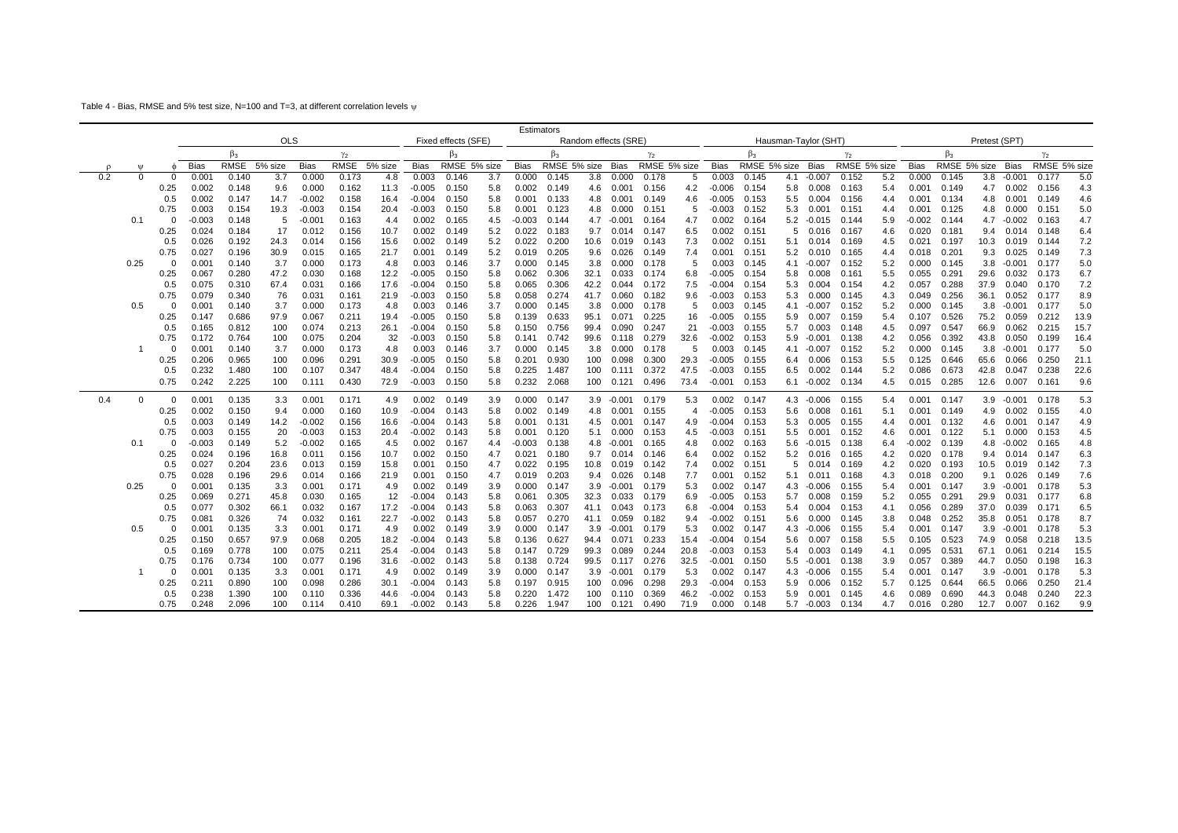Table 4 - Bias, RMSE and 5% test size, N=100 and T=3, at different correlation levels $\psi$

| | | | Estimators | | | | | | | | | | | | | | | | | | | | | | | | | | | | | | | | | | | |
|---|---|---|---|---|---|---|---|---|---|---|---|---|---|---|---|---|---|---|---|---|---|---|---|---|---|---|---|---|---|---|---|---|---|---|---|---|---|---|
| | | | OLS | | | | | | Fixed effects (SFE) | | | Random effects (SRE) | | | | | | Hausman-Taylor (SHT) | | | | | | Pretest (SPT) | | | | | |
| | | | $\beta_3$ | | | $\gamma_2$ | | | $\beta_3$ | | | $\beta_3$ | | | $\gamma_2$ | | | $\beta_3$ | | | $\gamma_2$ | | | $\beta_3$ | | | $\gamma_2$ | | |
| $\rho$ | $\psi$ | $\phi$ | Bias | RMSE | 5% size | Bias | RMSE | 5% size | Bias | RMSE | 5% size | Bias | RMSE | 5% size | Bias | RMSE | 5% size | Bias | RMSE | 5% size | Bias | RMSE | 5% size | Bias | RMSE | 5% size | Bias | RMSE | 5% size |
| 0.2 | 0 | 0 | 0.001 | 0.140 | 3.7 | 0.000 | 0.173 | 4.8 | 0.003 | 0.146 | 3.7 | 0.000 | 0.145 | 3.8 | 0.000 | 0.178 | 5 | 0.003 | 0.145 | 4.1 | -0.007 | 0.152 | 5.2 | 0.000 | 0.145 | 3.8 | -0.001 | 0.177 | 5.0 |
| | | 0.25 | 0.002 | 0.148 | 9.6 | 0.000 | 0.162 | 11.3 | -0.005 | 0.150 | 5.8 | 0.002 | 0.149 | 4.6 | 0.001 | 0.156 | 4.2 | -0.006 | 0.154 | 5.8 | 0.008 | 0.163 | 5.4 | 0.001 | 0.149 | 4.7 | 0.002 | 0.156 | 4.3 |
| | | 0.5 | 0.002 | 0.147 | 14.7 | -0.002 | 0.158 | 16.4 | -0.004 | 0.150 | 5.8 | 0.001 | 0.133 | 4.8 | 0.001 | 0.149 | 4.6 | -0.005 | 0.153 | 5.5 | 0.004 | 0.156 | 4.4 | 0.001 | 0.134 | 4.8 | 0.001 | 0.149 | 4.6 |
| | | 0.75 | 0.003 | 0.154 | 19.3 | -0.003 | 0.154 | 20.4 | -0.003 | 0.150 | 5.8 | 0.001 | 0.123 | 4.8 | 0.000 | 0.151 | 5 | -0.003 | 0.152 | 5.3 | 0.001 | 0.151 | 4.4 | 0.001 | 0.125 | 4.8 | 0.000 | 0.151 | 5.0 |
| | 0.1 | 0 | -0.003 | 0.148 | 5 | -0.001 | 0.163 | 4.4 | 0.002 | 0.165 | 4.5 | -0.003 | 0.144 | 4.7 | -0.001 | 0.164 | 4.7 | 0.002 | 0.164 | 5.2 | -0.015 | 0.144 | 5.9 | -0.002 | 0.144 | 4.7 | -0.002 | 0.163 | 4.7 |
| | | 0.25 | 0.024 | 0.184 | 17 | 0.012 | 0.156 | 10.7 | 0.002 | 0.149 | 5.2 | 0.022 | 0.183 | 9.7 | 0.014 | 0.147 | 6.5 | 0.002 | 0.151 | 5 | 0.016 | 0.167 | 4.6 | 0.020 | 0.181 | 9.4 | 0.014 | 0.148 | 6.4 |
| | | 0.5 | 0.026 | 0.192 | 24.3 | 0.014 | 0.156 | 15.6 | 0.002 | 0.149 | 5.2 | 0.022 | 0.200 | 10.6 | 0.019 | 0.143 | 7.3 | 0.002 | 0.151 | 5.1 | 0.014 | 0.169 | 4.5 | 0.021 | 0.197 | 10.3 | 0.019 | 0.144 | 7.2 |
| | | 0.75 | 0.027 | 0.196 | 30.9 | 0.015 | 0.165 | 21.7 | 0.001 | 0.149 | 5.2 | 0.019 | 0.205 | 9.6 | 0.026 | 0.149 | 7.4 | 0.001 | 0.151 | 5.2 | 0.010 | 0.165 | 4.4 | 0.018 | 0.201 | 9.3 | 0.025 | 0.149 | 7.3 |
| | 0.25 | 0 | 0.001 | 0.140 | 3.7 | 0.000 | 0.173 | 4.8 | 0.003 | 0.146 | 3.7 | 0.000 | 0.145 | 3.8 | 0.000 | 0.178 | 5 | 0.003 | 0.145 | 4.1 | -0.007 | 0.152 | 5.2 | 0.000 | 0.145 | 3.8 | -0.001 | 0.177 | 5.0 |
| | | 0.25 | 0.067 | 0.280 | 47.2 | 0.030 | 0.168 | 12.2 | -0.005 | 0.150 | 5.8 | 0.062 | 0.306 | 32.1 | 0.033 | 0.174 | 6.8 | -0.005 | 0.154 | 5.8 | 0.008 | 0.161 | 5.5 | 0.055 | 0.291 | 29.6 | 0.032 | 0.173 | 6.7 |
| | | 0.5 | 0.075 | 0.310 | 67.4 | 0.031 | 0.166 | 17.6 | -0.004 | 0.150 | 5.8 | 0.065 | 0.306 | 42.2 | 0.044 | 0.172 | 7.5 | -0.004 | 0.154 | 5.3 | 0.004 | 0.154 | 4.2 | 0.057 | 0.288 | 37.9 | 0.040 | 0.170 | 7.2 |
| | | 0.75 | 0.079 | 0.340 | 76 | 0.031 | 0.161 | 21.9 | -0.003 | 0.150 | 5.8 | 0.058 | 0.274 | 41.7 | 0.060 | 0.182 | 9.6 | -0.003 | 0.153 | 5.3 | 0.000 | 0.145 | 4.3 | 0.049 | 0.256 | 36.1 | 0.052 | 0.177 | 8.9 |
| | 0.5 | 0 | 0.001 | 0.140 | 3.7 | 0.000 | 0.173 | 4.8 | 0.003 | 0.146 | 3.7 | 0.000 | 0.145 | 3.8 | 0.000 | 0.178 | 5 | 0.003 | 0.145 | 4.1 | -0.007 | 0.152 | 5.2 | 0.000 | 0.145 | 3.8 | -0.001 | 0.177 | 5.0 |
| | | 0.25 | 0.147 | 0.686 | 97.9 | 0.067 | 0.211 | 19.4 | -0.005 | 0.150 | 5.8 | 0.139 | 0.633 | 95.1 | 0.071 | 0.225 | 16 | -0.005 | 0.155 | 5.9 | 0.007 | 0.159 | 5.4 | 0.107 | 0.526 | 75.2 | 0.059 | 0.212 | 13.9 |
| | | 0.5 | 0.165 | 0.812 | 100 | 0.074 | 0.213 | 26.1 | -0.004 | 0.150 | 5.8 | 0.150 | 0.756 | 99.4 | 0.090 | 0.247 | 21 | -0.003 | 0.155 | 5.7 | 0.003 | 0.148 | 4.5 | 0.097 | 0.547 | 66.9 | 0.062 | 0.215 | 15.7 |
| | | 0.75 | 0.172 | 0.764 | 100 | 0.075 | 0.204 | 32 | -0.003 | 0.150 | 5.8 | 0.141 | 0.742 | 99.6 | 0.118 | 0.279 | 32.6 | -0.002 | 0.153 | 5.9 | -0.001 | 0.138 | 4.2 | 0.056 | 0.392 | 43.8 | 0.050 | 0.199 | 16.4 |
| | 1 | 0 | 0.001 | 0.140 | 3.7 | 0.000 | 0.173 | 4.8 | 0.003 | 0.146 | 3.7 | 0.000 | 0.145 | 3.8 | 0.000 | 0.178 | 5 | 0.003 | 0.145 | 4.1 | -0.007 | 0.152 | 5.2 | 0.000 | 0.145 | 3.8 | -0.001 | 0.177 | 5.0 |
| | | 0.25 | 0.206 | 0.965 | 100 | 0.096 | 0.291 | 30.9 | -0.005 | 0.150 | 5.8 | 0.201 | 0.930 | 100 | 0.098 | 0.300 | 29.3 | -0.005 | 0.155 | 6.4 | 0.006 | 0.153 | 5.5 | 0.125 | 0.646 | 65.6 | 0.066 | 0.250 | 21.1 |
| | | 0.5 | 0.232 | 1.480 | 100 | 0.107 | 0.347 | 48.4 | -0.004 | 0.150 | 5.8 | 0.225 | 1.487 | 100 | 0.111 | 0.372 | 47.5 | -0.003 | 0.155 | 6.5 | 0.002 | 0.144 | 5.2 | 0.086 | 0.673 | 42.8 | 0.047 | 0.238 | 22.6 |
| | | 0.75 | 0.242 | 2.225 | 100 | 0.111 | 0.430 | 72.9 | -0.003 | 0.150 | 5.8 | 0.232 | 2.068 | 100 | 0.121 | 0.496 | 73.4 | -0.001 | 0.153 | 6.1 | -0.002 | 0.134 | 4.5 | 0.015 | 0.285 | 12.6 | 0.007 | 0.161 | 9.6 |
| 0.4 | 0 | 0 | 0.001 | 0.135 | 3.3 | 0.001 | 0.171 | 4.9 | 0.002 | 0.149 | 3.9 | 0.000 | 0.147 | 3.9 | -0.001 | 0.179 | 5.3 | 0.002 | 0.147 | 4.3 | -0.006 | 0.155 | 5.4 | 0.001 | 0.147 | 3.9 | -0.001 | 0.178 | 5.3 |
| | | 0.25 | 0.002 | 0.150 | 9.4 | 0.000 | 0.160 | 10.9 | -0.004 | 0.143 | 5.8 | 0.002 | 0.149 | 4.8 | 0.001 | 0.155 | 4 | -0.005 | 0.153 | 5.6 | 0.008 | 0.161 | 5.1 | 0.001 | 0.149 | 4.9 | 0.002 | 0.155 | 4.0 |
| | | 0.5 | 0.003 | 0.149 | 14.2 | -0.002 | 0.156 | 16.6 | -0.004 | 0.143 | 5.8 | 0.001 | 0.131 | 4.5 | 0.001 | 0.147 | 4.9 | -0.004 | 0.153 | 5.3 | 0.005 | 0.155 | 4.4 | 0.001 | 0.132 | 4.6 | 0.001 | 0.147 | 4.9 |
| | | 0.75 | 0.003 | 0.155 | 20 | -0.003 | 0.153 | 20.4 | -0.002 | 0.143 | 5.8 | 0.001 | 0.120 | 5.1 | 0.000 | 0.153 | 4.5 | -0.003 | 0.151 | 5.5 | 0.001 | 0.152 | 4.6 | 0.001 | 0.122 | 5.1 | 0.000 | 0.153 | 4.5 |
| | 0.1 | 0 | -0.003 | 0.149 | 5.2 | -0.002 | 0.165 | 4.5 | 0.002 | 0.167 | 4.4 | -0.003 | 0.138 | 4.8 | -0.001 | 0.165 | 4.8 | 0.002 | 0.163 | 5.6 | -0.015 | 0.138 | 6.4 | -0.002 | 0.139 | 4.8 | -0.002 | 0.165 | 4.8 |
| | | 0.25 | 0.024 | 0.196 | 16.8 | 0.011 | 0.156 | 10.7 | 0.002 | 0.150 | 4.7 | 0.021 | 0.180 | 9.7 | 0.014 | 0.146 | 6.4 | 0.002 | 0.152 | 5.2 | 0.016 | 0.165 | 4.2 | 0.020 | 0.178 | 9.4 | 0.014 | 0.147 | 6.3 |
| | | 0.5 | 0.027 | 0.204 | 23.6 | 0.013 | 0.159 | 15.8 | 0.001 | 0.150 | 4.7 | 0.022 | 0.195 | 10.8 | 0.019 | 0.142 | 7.4 | 0.002 | 0.151 | 5 | 0.014 | 0.169 | 4.2 | 0.020 | 0.193 | 10.5 | 0.019 | 0.142 | 7.3 |
| | | 0.75 | 0.028 | 0.196 | 29.6 | 0.014 | 0.166 | 21.9 | 0.001 | 0.150 | 4.7 | 0.019 | 0.203 | 9.4 | 0.026 | 0.148 | 7.7 | 0.001 | 0.152 | 5.1 | 0.011 | 0.168 | 4.3 | 0.018 | 0.200 | 9.1 | 0.026 | 0.149 | 7.6 |
| | 0.25 | 0 | 0.001 | 0.135 | 3.3 | 0.001 | 0.171 | 4.9 | 0.002 | 0.149 | 3.9 | 0.000 | 0.147 | 3.9 | -0.001 | 0.179 | 5.3 | 0.002 | 0.147 | 4.3 | -0.006 | 0.155 | 5.4 | 0.001 | 0.147 | 3.9 | -0.001 | 0.178 | 5.3 |
| | | 0.25 | 0.069 | 0.271 | 45.8 | 0.030 | 0.165 | 12 | -0.004 | 0.143 | 5.8 | 0.061 | 0.305 | 32.3 | 0.033 | 0.179 | 6.9 | -0.005 | 0.153 | 5.7 | 0.008 | 0.159 | 5.2 | 0.055 | 0.291 | 29.9 | 0.031 | 0.177 | 6.8 |
| | | 0.5 | 0.077 | 0.302 | 66.1 | 0.032 | 0.167 | 17.2 | -0.004 | 0.143 | 5.8 | 0.063 | 0.307 | 41.1 | 0.043 | 0.173 | 6.8 | -0.004 | 0.153 | 5.4 | 0.004 | 0.153 | 4.1 | 0.056 | 0.289 | 37.0 | 0.039 | 0.171 | 6.5 |
| | | 0.75 | 0.081 | 0.326 | 74 | 0.032 | 0.161 | 22.7 | -0.002 | 0.143 | 5.8 | 0.057 | 0.270 | 41.1 | 0.059 | 0.182 | 9.4 | -0.002 | 0.151 | 5.6 | 0.000 | 0.145 | 3.8 | 0.048 | 0.252 | 35.8 | 0.051 | 0.178 | 8.7 |
| | 0.5 | 0 | 0.001 | 0.135 | 3.3 | 0.001 | 0.171 | 4.9 | 0.002 | 0.149 | 3.9 | 0.000 | 0.147 | 3.9 | -0.001 | 0.179 | 5.3 | 0.002 | 0.147 | 4.3 | -0.006 | 0.155 | 5.4 | 0.001 | 0.147 | 3.9 | -0.001 | 0.178 | 5.3 |
| | | 0.25 | 0.150 | 0.657 | 97.9 | 0.068 | 0.205 | 18.2 | -0.004 | 0.143 | 5.8 | 0.136 | 0.627 | 94.4 | 0.071 | 0.233 | 15.4 | -0.004 | 0.154 | 5.6 | 0.007 | 0.158 | 5.5 | 0.105 | 0.523 | 74.9 | 0.058 | 0.218 | 13.5 |
| | | 0.5 | 0.169 | 0.778 | 100 | 0.075 | 0.211 | 25.4 | -0.004 | 0.143 | 5.8 | 0.147 | 0.729 | 99.3 | 0.089 | 0.244 | 20.8 | -0.003 | 0.153 | 5.4 | 0.003 | 0.149 | 4.1 | 0.095 | 0.531 | 67.1 | 0.061 | 0.214 | 15.5 |
| | | 0.75 | 0.176 | 0.734 | 100 | 0.077 | 0.196 | 31.6 | -0.002 | 0.143 | 5.8 | 0.138 | 0.724 | 99.5 | 0.117 | 0.276 | 32.5 | -0.001 | 0.150 | 5.5 | -0.001 | 0.138 | 3.9 | 0.057 | 0.389 | 44.7 | 0.050 | 0.198 | 16.3 |
| | 1 | 0 | 0.001 | 0.135 | 3.3 | 0.001 | 0.171 | 4.9 | 0.002 | 0.149 | 3.9 | 0.000 | 0.147 | 3.9 | -0.001 | 0.179 | 5.3 | 0.002 | 0.147 | 4.3 | -0.006 | 0.155 | 5.4 | 0.001 | 0.147 | 3.9 | -0.001 | 0.178 | 5.3 |
| | | 0.25 | 0.211 | 0.890 | 100 | 0.098 | 0.286 | 30.1 | -0.004 | 0.143 | 5.8 | 0.197 | 0.915 | 100 | 0.096 | 0.298 | 29.3 | -0.004 | 0.153 | 5.9 | 0.006 | 0.152 | 5.7 | 0.125 | 0.644 | 66.5 | 0.066 | 0.250 | 21.4 |
| | | 0.5 | 0.238 | 1.390 | 100 | 0.110 | 0.336 | 44.6 | -0.004 | 0.143 | 5.8 | 0.220 | 1.472 | 100 | 0.110 | 0.369 | 46.2 | -0.002 | 0.153 | 5.9 | 0.001 | 0.145 | 4.6 | 0.089 | 0.690 | 44.3 | 0.048 | 0.240 | 22.3 |
| | | 0.75 | 0.248 | 2.096 | 100 | 0.114 | 0.410 | 69.1 | -0.002 | 0.143 | 5.8 | 0.226 | 1.947 | 100 | 0.121 | 0.490 | 71.9 | 0.000 | 0.148 | 5.7 | -0.003 | 0.134 | 4.7 | 0.016 | 0.280 | 12.7 | 0.007 | 0.162 | 9.9 |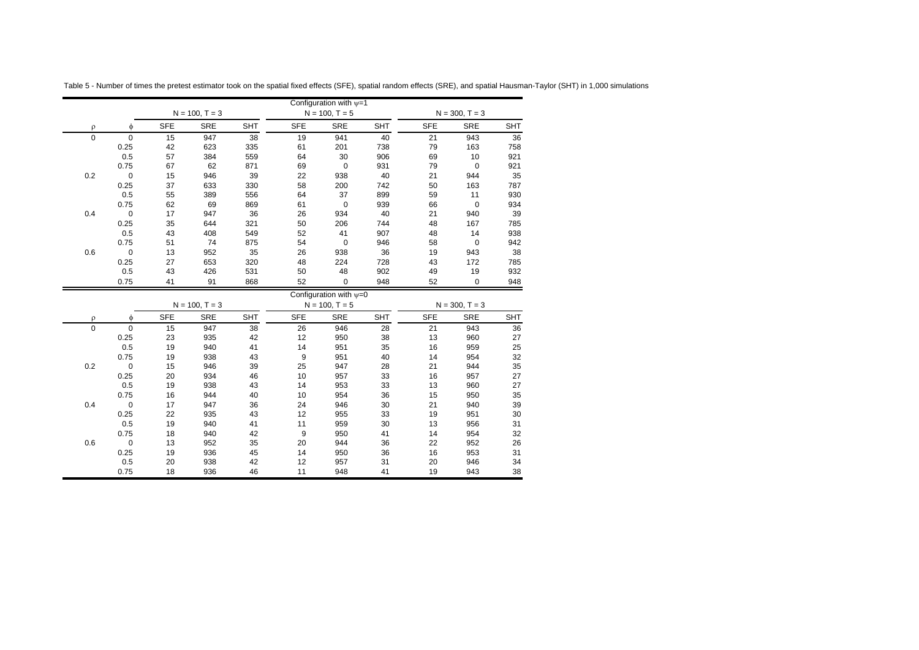Table 5 - Number of times the pretest estimator took on the spatial fixed effects (SFE), spatial random effects (SRE), and spatial Hausman-Taylor (SHT) in 1,000 simulations

| | | Configuration with $\psi$=1 | | | | | | | | |
|---|---|---|---|---|---|---|---|---|---|---|
| | | N = 100, T = 3 | | | N = 100, T = 5 | | | N = 300, T = 3 | | |
| $\rho$ | $\phi$ | SFE | SRE | SHT | SFE | SRE | SHT | SFE | SRE | SHT |
| 0 | 0 | 15 | 947 | 38 | 19 | 941 | 40 | 21 | 943 | 36 |
| | 0.25 | 42 | 623 | 335 | 61 | 201 | 738 | 79 | 163 | 758 |
| | 0.5 | 57 | 384 | 559 | 64 | 30 | 906 | 69 | 10 | 921 |
| | 0.75 | 67 | 62 | 871 | 69 | 0 | 931 | 79 | 0 | 921 |
| 0.2 | 0 | 15 | 946 | 39 | 22 | 938 | 40 | 21 | 944 | 35 |
| | 0.25 | 37 | 633 | 330 | 58 | 200 | 742 | 50 | 163 | 787 |
| | 0.5 | 55 | 389 | 556 | 64 | 37 | 899 | 59 | 11 | 930 |
| | 0.75 | 62 | 69 | 869 | 61 | 0 | 939 | 66 | 0 | 934 |
| 0.4 | 0 | 17 | 947 | 36 | 26 | 934 | 40 | 21 | 940 | 39 |
| | 0.25 | 35 | 644 | 321 | 50 | 206 | 744 | 48 | 167 | 785 |
| | 0.5 | 43 | 408 | 549 | 52 | 41 | 907 | 48 | 14 | 938 |
| | 0.75 | 51 | 74 | 875 | 54 | 0 | 946 | 58 | 0 | 942 |
| 0.6 | 0 | 13 | 952 | 35 | 26 | 938 | 36 | 19 | 943 | 38 |
| | 0.25 | 27 | 653 | 320 | 48 | 224 | 728 | 43 | 172 | 785 |
| | 0.5 | 43 | 426 | 531 | 50 | 48 | 902 | 49 | 19 | 932 |
| | 0.75 | 41 | 91 | 868 | 52 | 0 | 948 | 52 | 0 | 948 |
| | | Configuration with $\psi$=0 | | | | | | | | |
| | | N = 100, T = 3 | | | N = 100, T = 5 | | | N = 300, T = 3 | | |
| $\rho$ | $\phi$ | SFE | SRE | SHT | SFE | SRE | SHT | SFE | SRE | SHT |
| 0 | 0 | 15 | 947 | 38 | 26 | 946 | 28 | 21 | 943 | 36 |
| | 0.25 | 23 | 935 | 42 | 12 | 950 | 38 | 13 | 960 | 27 |
| | 0.5 | 19 | 940 | 41 | 14 | 951 | 35 | 16 | 959 | 25 |
| | 0.75 | 19 | 938 | 43 | 9 | 951 | 40 | 14 | 954 | 32 |
| 0.2 | 0 | 15 | 946 | 39 | 25 | 947 | 28 | 21 | 944 | 35 |
| | 0.25 | 20 | 934 | 46 | 10 | 957 | 33 | 16 | 957 | 27 |
| | 0.5 | 19 | 938 | 43 | 14 | 953 | 33 | 13 | 960 | 27 |
| | 0.75 | 16 | 944 | 40 | 10 | 954 | 36 | 15 | 950 | 35 |
| 0.4 | 0 | 17 | 947 | 36 | 24 | 946 | 30 | 21 | 940 | 39 |
| | 0.25 | 22 | 935 | 43 | 12 | 955 | 33 | 19 | 951 | 30 |
| | 0.5 | 19 | 940 | 41 | 11 | 959 | 30 | 13 | 956 | 31 |
| | 0.75 | 18 | 940 | 42 | 9 | 950 | 41 | 14 | 954 | 32 |
| 0.6 | 0 | 13 | 952 | 35 | 20 | 944 | 36 | 22 | 952 | 26 |
| | 0.25 | 19 | 936 | 45 | 14 | 950 | 36 | 16 | 953 | 31 |
| | 0.5 | 20 | 938 | 42 | 12 | 957 | 31 | 20 | 946 | 34 |
| | 0.75 | 18 | 936 | 46 | 11 | 948 | 41 | 19 | 943 | 38 |